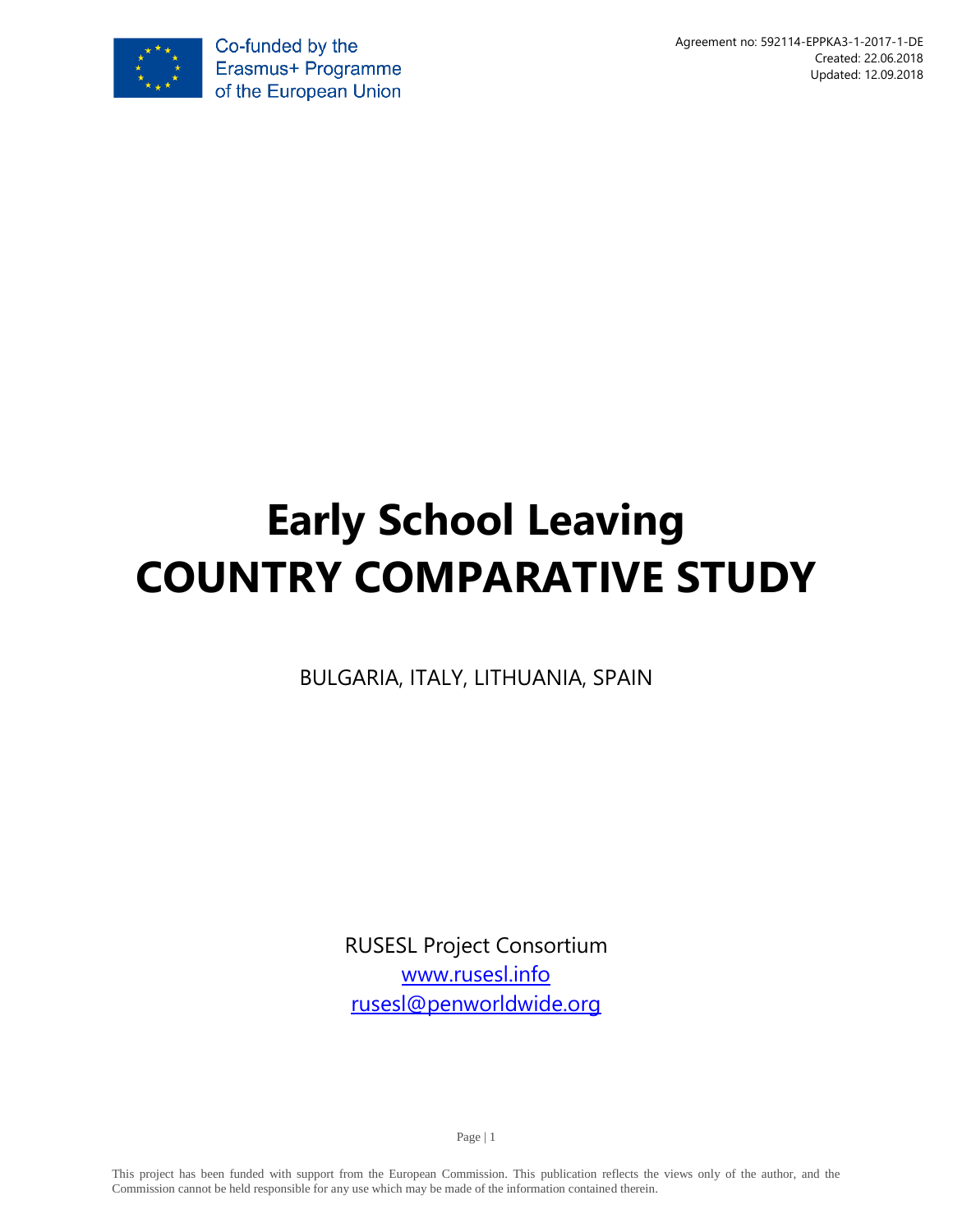Co-funded by the Erasmus+ Programme of the European Union

Agreement no: 592114-EPPKA3-1-2017-1-DE
Created: 22.06.2018
Updated: 12.09.2018

# Early School Leaving
# COUNTRY COMPARATIVE STUDY

BULGARIA, ITALY, LITHUANIA, SPAIN

RUSESL Project Consortium
[www.rusesl.info](http://www.rusesl.info)
[rusesl@penworldwide.org](mailto:rusesl@penworldwide.org)

This project has been funded with support from the European Commission. This publication reflects the views only of the author, and the Commission cannot be held responsible for any use which may be made of the information contained therein.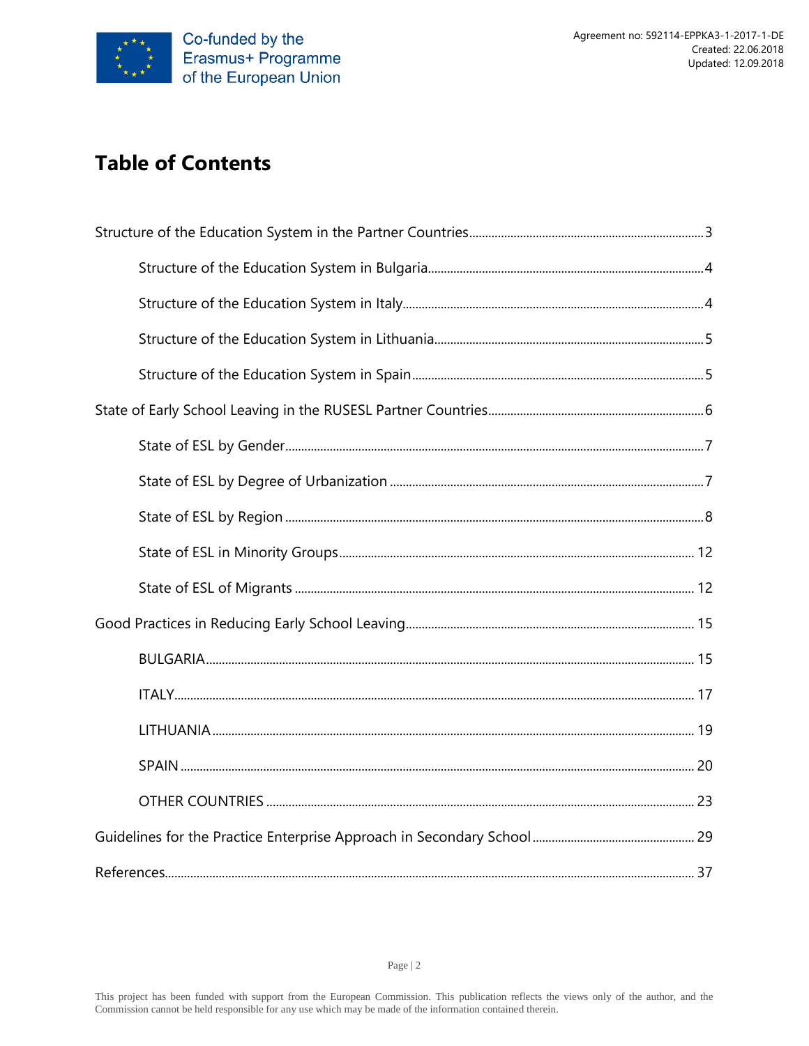# Table of Contents

Structure of the Education System in the Partner Countries ........ 3

- Structure of the Education System in Bulgaria ........ 4
- Structure of the Education System in Italy ........ 4
- Structure of the Education System in Lithuania ........ 5
- Structure of the Education System in Spain ........ 5

State of Early School Leaving in the RUSESL Partner Countries ........ 6

- State of ESL by Gender ........ 7
- State of ESL by Degree of Urbanization ........ 7
- State of ESL by Region ........ 8
- State of ESL in Minority Groups ........ 12
- State of ESL of Migrants ........ 12

Good Practices in Reducing Early School Leaving ........ 15

- BULGARIA ........ 15
- ITALY ........ 17
- LITHUANIA ........ 19
- SPAIN ........ 20
- OTHER COUNTRIES ........ 23

Guidelines for the Practice Enterprise Approach in Secondary School ........ 29

References ........ 37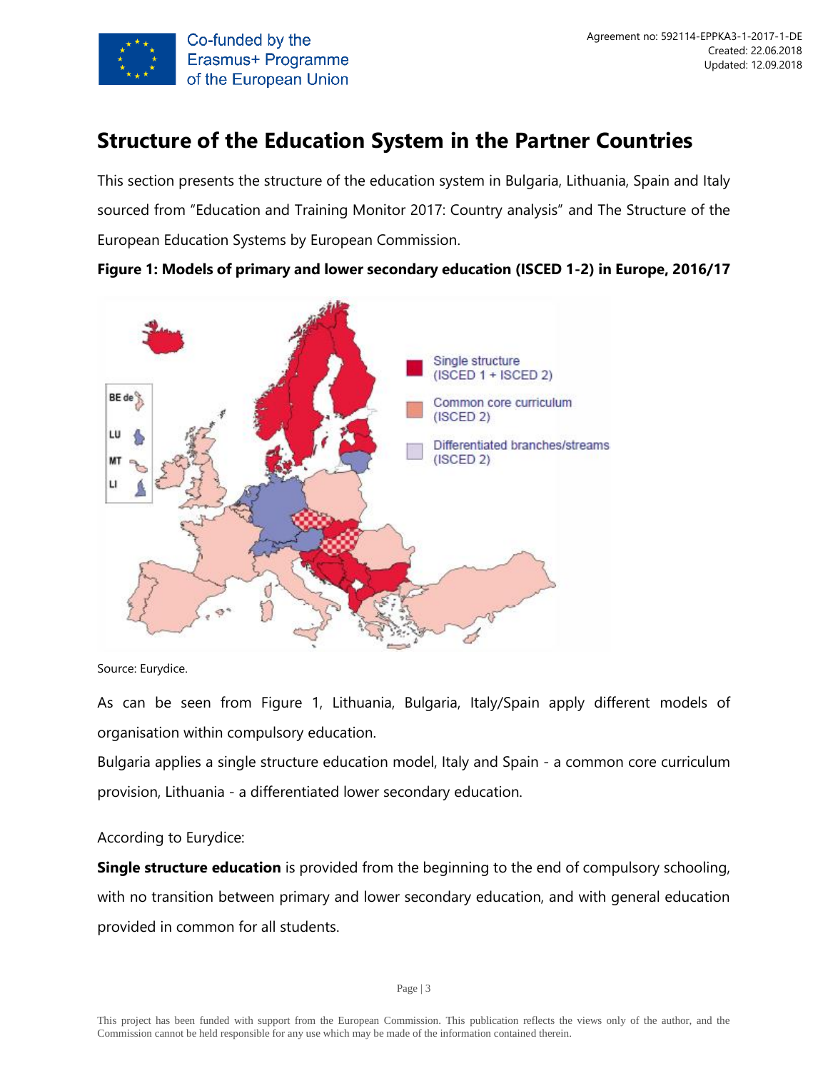# Structure of the Education System in the Partner Countries

This section presents the structure of the education system in Bulgaria, Lithuania, Spain and Italy sourced from "Education and Training Monitor 2017: Country analysis" and The Structure of the European Education Systems by European Commission.

**Figure 1: Models of primary and lower secondary education (ISCED 1-2) in Europe, 2016/17**

Source: Eurydice.

As can be seen from Figure 1, Lithuania, Bulgaria, Italy/Spain apply different models of organisation within compulsory education.

Bulgaria applies a single structure education model, Italy and Spain - a common core curriculum provision, Lithuania - a differentiated lower secondary education.

According to Eurydice:

**Single structure education** is provided from the beginning to the end of compulsory schooling, with no transition between primary and lower secondary education, and with general education provided in common for all students.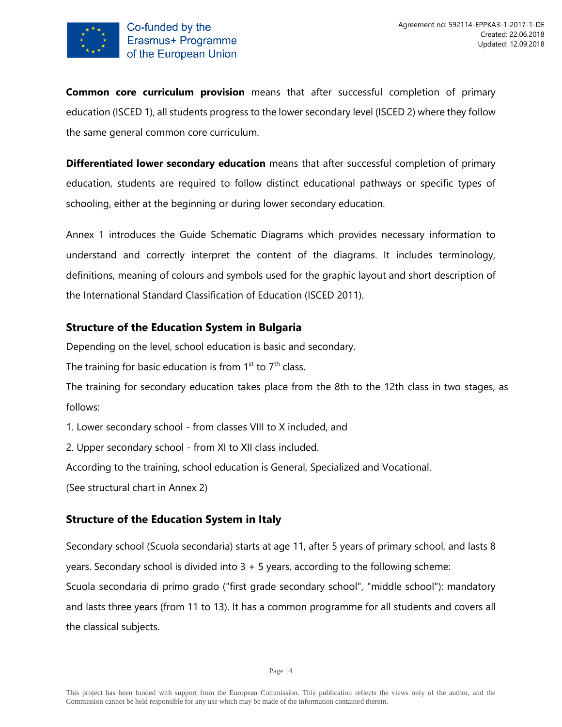**Common core curriculum provision** means that after successful completion of primary education (ISCED 1), all students progress to the lower secondary level (ISCED 2) where they follow the same general common core curriculum.

**Differentiated lower secondary education** means that after successful completion of primary education, students are required to follow distinct educational pathways or specific types of schooling, either at the beginning or during lower secondary education.

Annex 1 introduces the Guide Schematic Diagrams which provides necessary information to understand and correctly interpret the content of the diagrams. It includes terminology, definitions, meaning of colours and symbols used for the graphic layout and short description of the International Standard Classification of Education (ISCED 2011).

## Structure of the Education System in Bulgaria

Depending on the level, school education is basic and secondary.

The training for basic education is from 1st to 7th class.

The training for secondary education takes place from the 8th to the 12th class in two stages, as follows:

1. Lower secondary school - from classes VIII to X included, and
2. Upper secondary school - from XI to XII class included.

According to the training, school education is General, Specialized and Vocational.

(See structural chart in Annex 2)

## Structure of the Education System in Italy

Secondary school (Scuola secondaria) starts at age 11, after 5 years of primary school, and lasts 8 years. Secondary school is divided into 3 + 5 years, according to the following scheme:

Scuola secondaria di primo grado ("first grade secondary school", "middle school"): mandatory and lasts three years (from 11 to 13). It has a common programme for all students and covers all the classical subjects.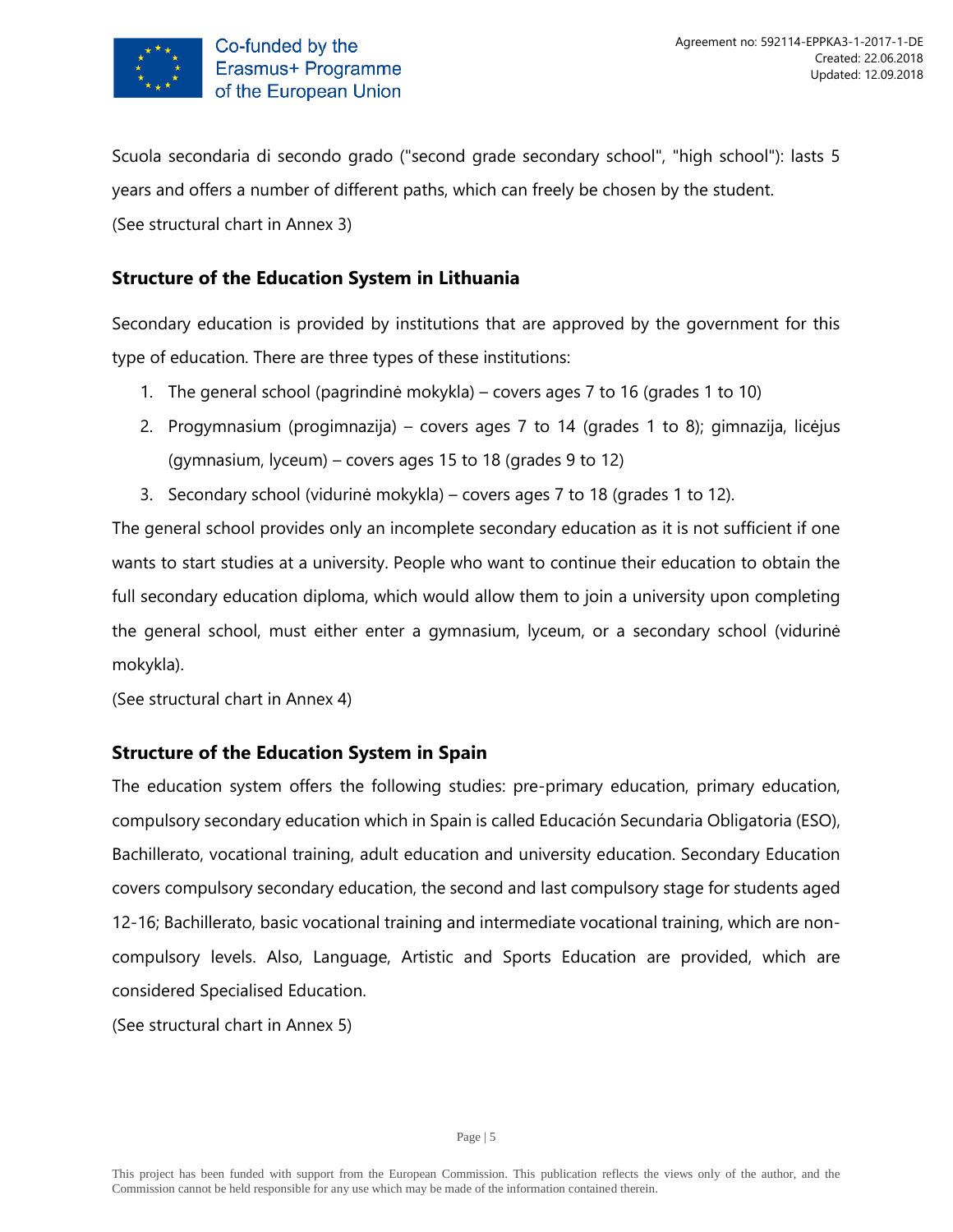Scuola secondaria di secondo grado ("second grade secondary school", "high school"): lasts 5 years and offers a number of different paths, which can freely be chosen by the student.
(See structural chart in Annex 3)

## Structure of the Education System in Lithuania

Secondary education is provided by institutions that are approved by the government for this type of education. There are three types of these institutions:

1. The general school (pagrindinė mokykla) – covers ages 7 to 16 (grades 1 to 10)
2. Progymnasium (progimnazija) – covers ages 7 to 14 (grades 1 to 8); gimnazija, licėjus (gymnasium, lyceum) – covers ages 15 to 18 (grades 9 to 12)
3. Secondary school (vidurinė mokykla) – covers ages 7 to 18 (grades 1 to 12).

The general school provides only an incomplete secondary education as it is not sufficient if one wants to start studies at a university. People who want to continue their education to obtain the full secondary education diploma, which would allow them to join a university upon completing the general school, must either enter a gymnasium, lyceum, or a secondary school (vidurinė mokykla).
(See structural chart in Annex 4)

## Structure of the Education System in Spain

The education system offers the following studies: pre-primary education, primary education, compulsory secondary education which in Spain is called Educación Secundaria Obligatoria (ESO), Bachillerato, vocational training, adult education and university education. Secondary Education covers compulsory secondary education, the second and last compulsory stage for students aged 12-16; Bachillerato, basic vocational training and intermediate vocational training, which are non-compulsory levels. Also, Language, Artistic and Sports Education are provided, which are considered Specialised Education.
(See structural chart in Annex 5)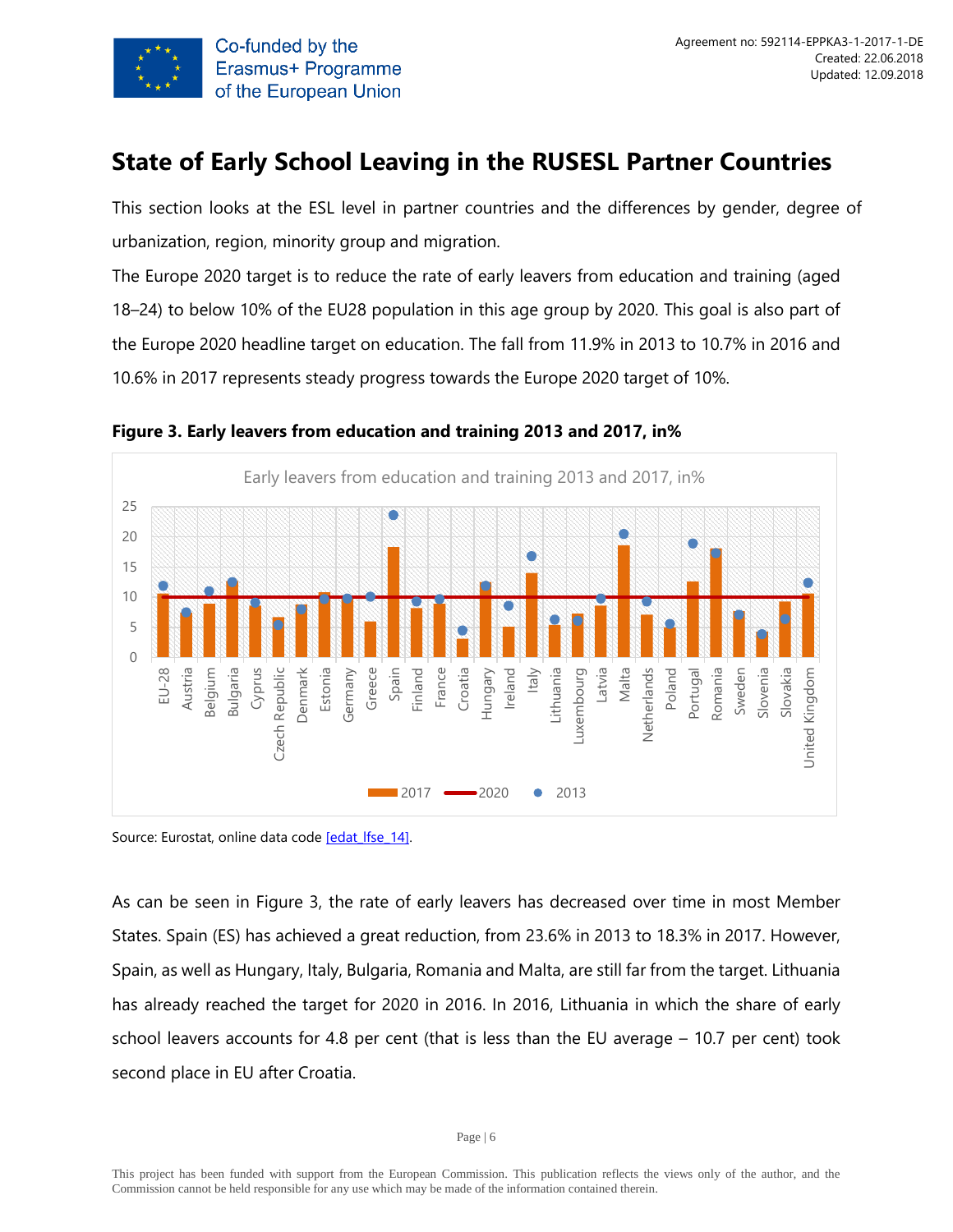## State of Early School Leaving in the RUSESL Partner Countries

This section looks at the ESL level in partner countries and the differences by gender, degree of urbanization, region, minority group and migration.

The Europe 2020 target is to reduce the rate of early leavers from education and training (aged 18–24) to below 10% of the EU28 population in this age group by 2020. This goal is also part of the Europe 2020 headline target on education. The fall from 11.9% in 2013 to 10.7% in 2016 and 10.6% in 2017 represents steady progress towards the Europe 2020 target of 10%.

**Figure 3. Early leavers from education and training 2013 and 2017, in%**

Source: Eurostat, online data code [edat_lfse_14].

As can be seen in Figure 3, the rate of early leavers has decreased over time in most Member States. Spain (ES) has achieved a great reduction, from 23.6% in 2013 to 18.3% in 2017. However, Spain, as well as Hungary, Italy, Bulgaria, Romania and Malta, are still far from the target. Lithuania has already reached the target for 2020 in 2016. In 2016, Lithuania in which the share of early school leavers accounts for 4.8 per cent (that is less than the EU average – 10.7 per cent) took second place in EU after Croatia.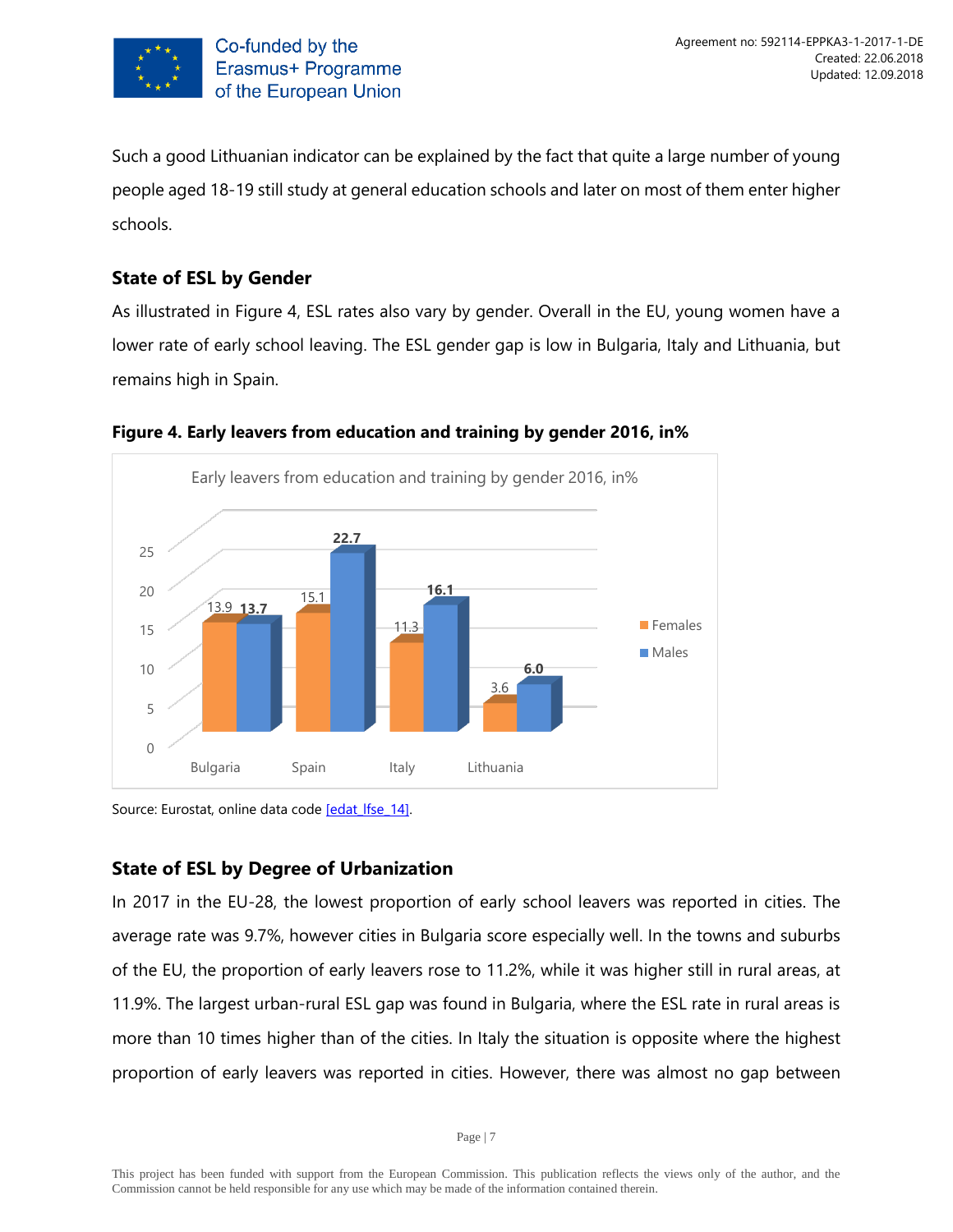Such a good Lithuanian indicator can be explained by the fact that quite a large number of young people aged 18-19 still study at general education schools and later on most of them enter higher schools.

### State of ESL by Gender

As illustrated in Figure 4, ESL rates also vary by gender. Overall in the EU, young women have a lower rate of early school leaving. The ESL gender gap is low in Bulgaria, Italy and Lithuania, but remains high in Spain.

**Figure 4. Early leavers from education and training by gender 2016, in%**

Early leavers from education and training by gender 2016, in%

| | Females | Males |
|---|---|---|
| Bulgaria | 13.9 | 13.7 |
| Spain | 15.1 | 22.7 |
| Italy | 11.3 | 16.1 |
| Lithuania | 3.6 | 6.0 |

Source: Eurostat, online data code [edat_lfse_14].

### State of ESL by Degree of Urbanization

In 2017 in the EU-28, the lowest proportion of early school leavers was reported in cities. The average rate was 9.7%, however cities in Bulgaria score especially well. In the towns and suburbs of the EU, the proportion of early leavers rose to 11.2%, while it was higher still in rural areas, at 11.9%. The largest urban-rural ESL gap was found in Bulgaria, where the ESL rate in rural areas is more than 10 times higher than of the cities. In Italy the situation is opposite where the highest proportion of early leavers was reported in cities. However, there was almost no gap between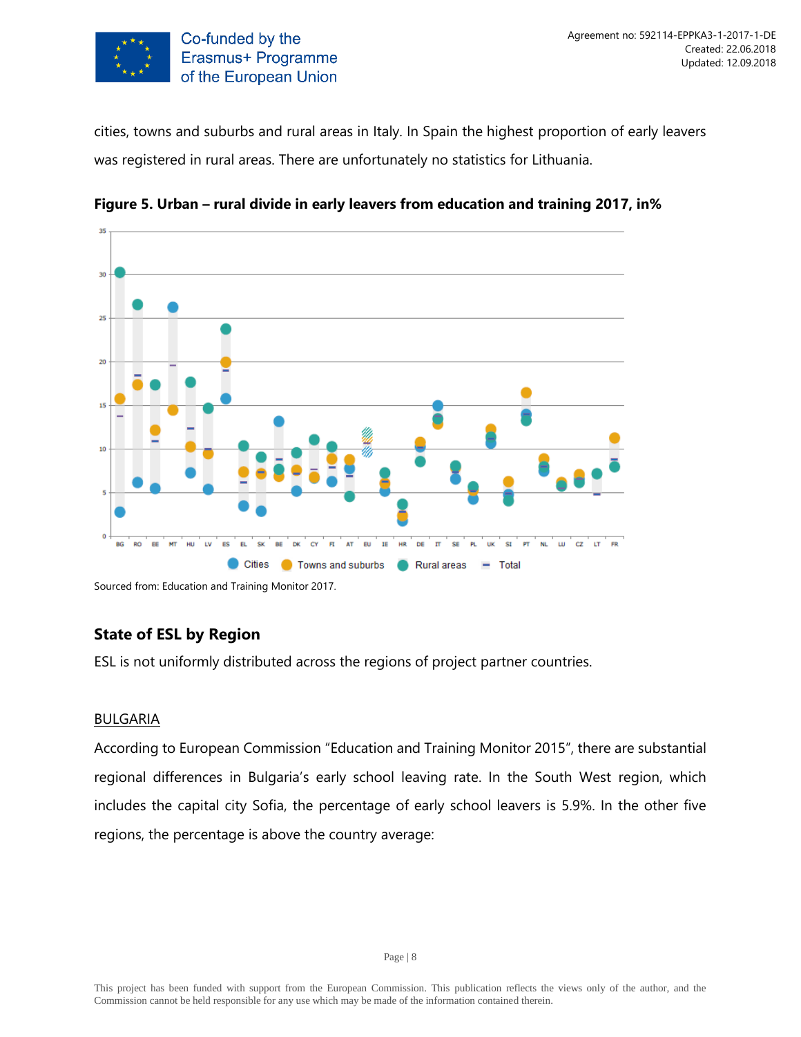cities, towns and suburbs and rural areas in Italy. In Spain the highest proportion of early leavers was registered in rural areas. There are unfortunately no statistics for Lithuania.

**Figure 5. Urban – rural divide in early leavers from education and training 2017, in%**

Sourced from: Education and Training Monitor 2017.

## State of ESL by Region

ESL is not uniformly distributed across the regions of project partner countries.

<u>BULGARIA</u>

According to European Commission "Education and Training Monitor 2015", there are substantial regional differences in Bulgaria's early school leaving rate. In the South West region, which includes the capital city Sofia, the percentage of early school leavers is 5.9%. In the other five regions, the percentage is above the country average: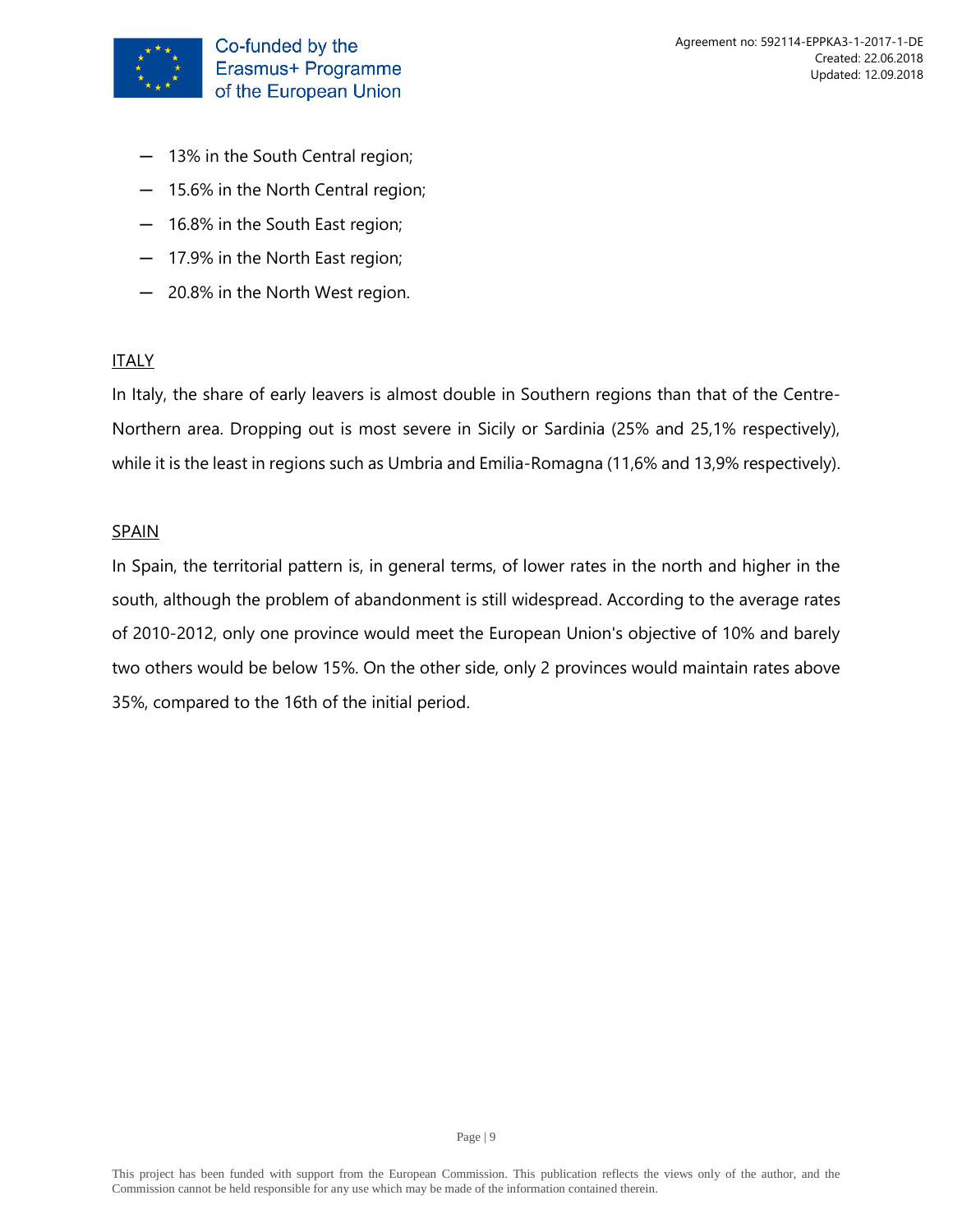- 13% in the South Central region;
- 15.6% in the North Central region;
- 16.8% in the South East region;
- 17.9% in the North East region;
- 20.8% in the North West region.

ITALY

In Italy, the share of early leavers is almost double in Southern regions than that of the Centre-Northern area. Dropping out is most severe in Sicily or Sardinia (25% and 25,1% respectively), while it is the least in regions such as Umbria and Emilia-Romagna (11,6% and 13,9% respectively).

SPAIN

In Spain, the territorial pattern is, in general terms, of lower rates in the north and higher in the south, although the problem of abandonment is still widespread. According to the average rates of 2010-2012, only one province would meet the European Union's objective of 10% and barely two others would be below 15%. On the other side, only 2 provinces would maintain rates above 35%, compared to the 16th of the initial period.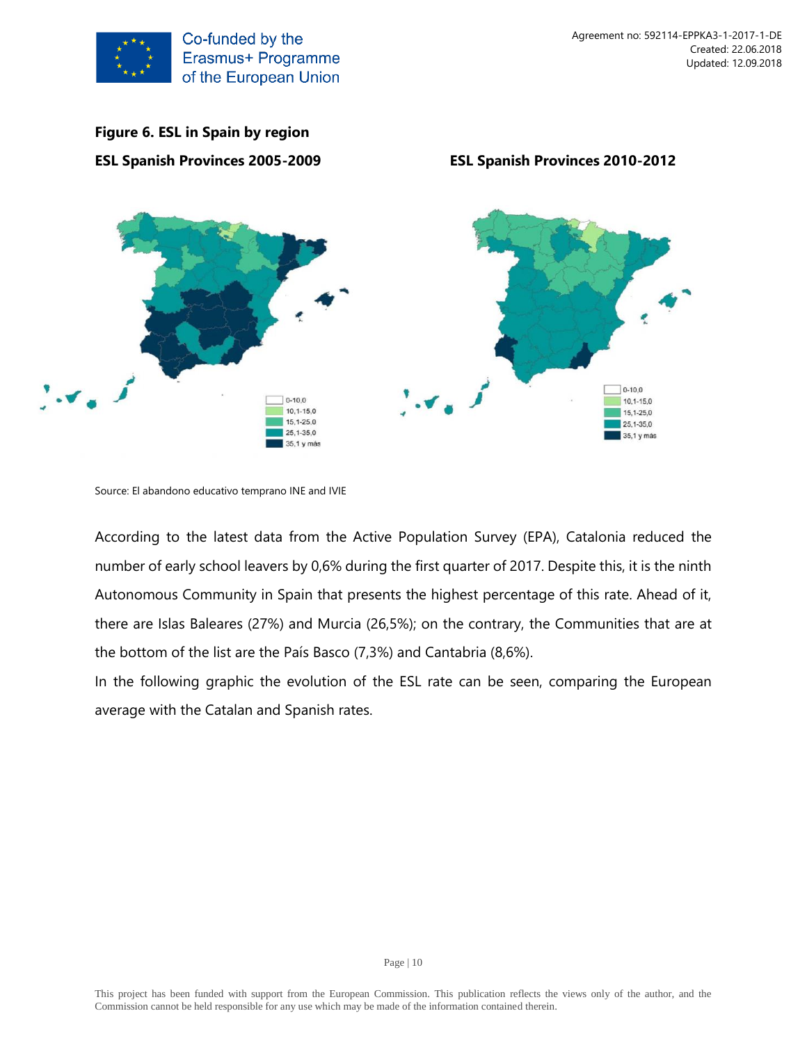**Figure 6. ESL in Spain by region**

**ESL Spanish Provinces 2005-2009**

**ESL Spanish Provinces 2010-2012**

Source: El abandono educativo temprano INE and IVIE

According to the latest data from the Active Population Survey (EPA), Catalonia reduced the number of early school leavers by 0,6% during the first quarter of 2017. Despite this, it is the ninth Autonomous Community in Spain that presents the highest percentage of this rate. Ahead of it, there are Islas Baleares (27%) and Murcia (26,5%); on the contrary, the Communities that are at the bottom of the list are the País Basco (7,3%) and Cantabria (8,6%).

In the following graphic the evolution of the ESL rate can be seen, comparing the European average with the Catalan and Spanish rates.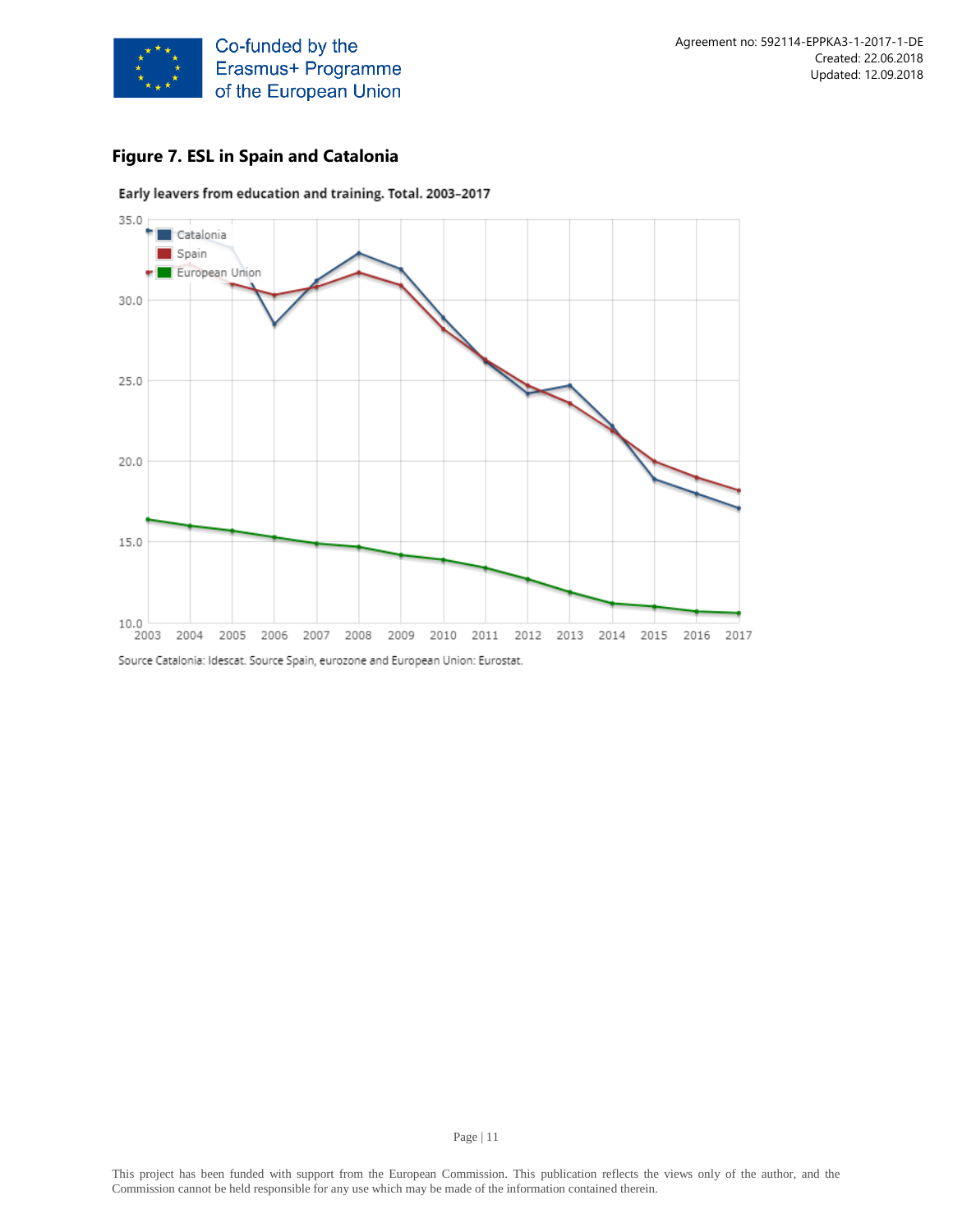**Figure 7. ESL in Spain and Catalonia**

Early leavers from education and training. Total. 2003–2017

Source Catalonia: Idescat. Source Spain, eurozone and European Union: Eurostat.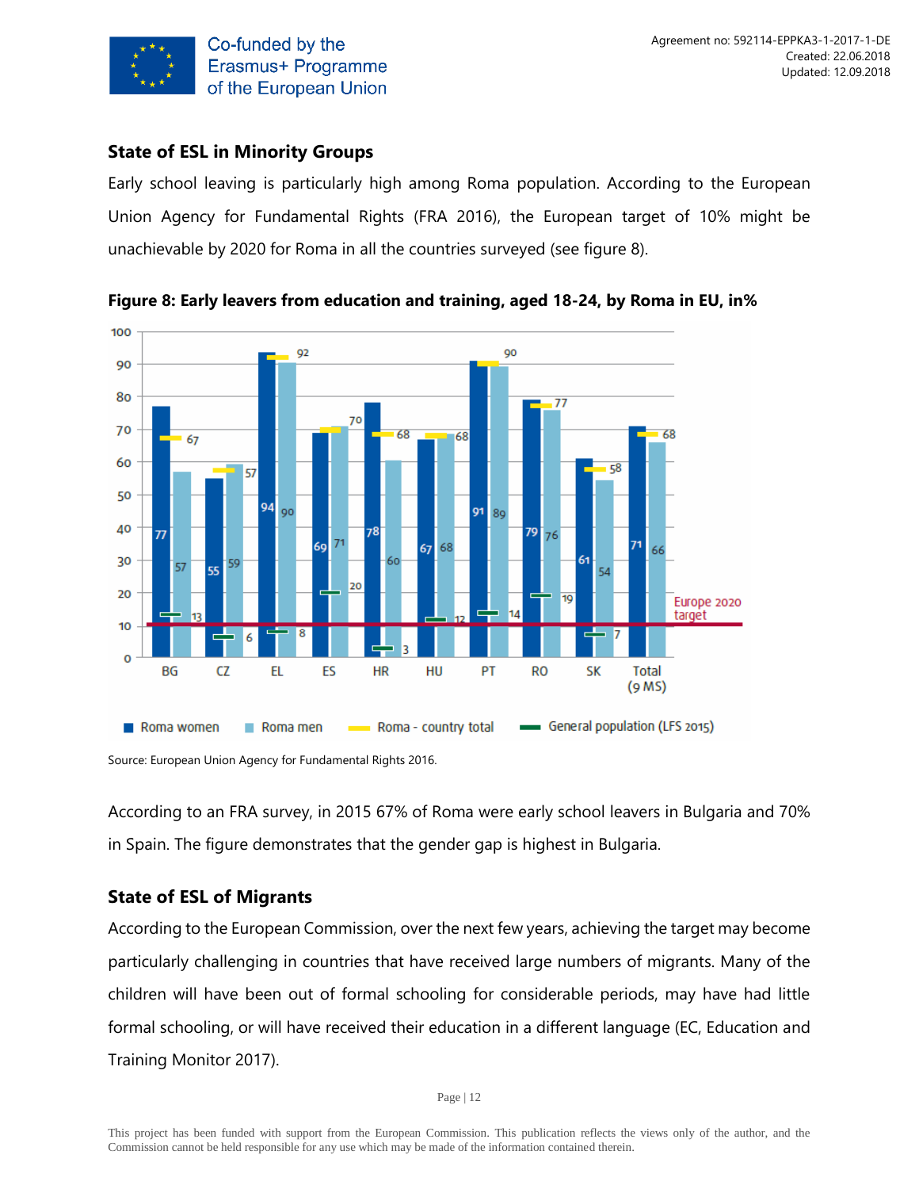## State of ESL in Minority Groups

Early school leaving is particularly high among Roma population. According to the European Union Agency for Fundamental Rights (FRA 2016), the European target of 10% might be unachievable by 2020 for Roma in all the countries surveyed (see figure 8).

**Figure 8: Early leavers from education and training, aged 18-24, by Roma in EU, in%**

| Country | Roma women | Roma men | Roma - country total | General population (LFS 2015) |
|---|---|---|---|---|
| BG | 77 | 57 | 67 | 13 |
| CZ | 55 | 59 | 57 | 6 |
| EL | 94 | 90 | 92 | 8 |
| ES | 69 | 71 | 70 | 20 |
| HR | 78 | 60 | 68 | 3 |
| HU | 67 | 68 | 68 | 12 |
| PT | 91 | 89 | 90 | 14 |
| RO | 79 | 76 | 77 | 19 |
| SK | 61 | 54 | 58 | 7 |
| Total (9 MS) | 71 | 66 | 68 | |

Europe 2020 target: 10

Source: European Union Agency for Fundamental Rights 2016.

According to an FRA survey, in 2015 67% of Roma were early school leavers in Bulgaria and 70% in Spain. The figure demonstrates that the gender gap is highest in Bulgaria.

## State of ESL of Migrants

According to the European Commission, over the next few years, achieving the target may become particularly challenging in countries that have received large numbers of migrants. Many of the children will have been out of formal schooling for considerable periods, may have had little formal schooling, or will have received their education in a different language (EC, Education and Training Monitor 2017).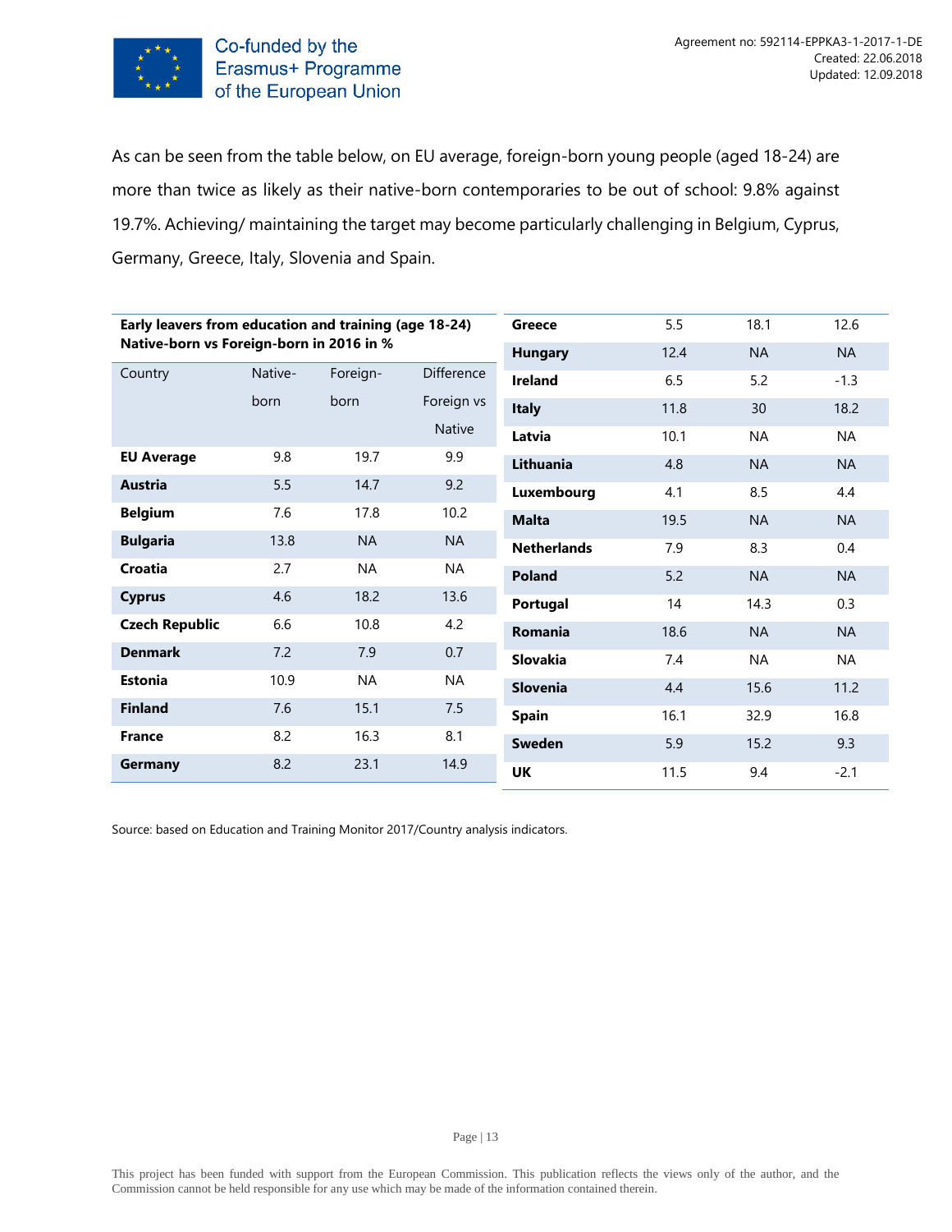As can be seen from the table below, on EU average, foreign-born young people (aged 18-24) are more than twice as likely as their native-born contemporaries to be out of school: 9.8% against 19.7%. Achieving/ maintaining the target may become particularly challenging in Belgium, Cyprus, Germany, Greece, Italy, Slovenia and Spain.

**Early leavers from education and training (age 18-24) Native-born vs Foreign-born in 2016 in %**

| Country | Native-born | Foreign-born | Difference Foreign vs Native |
|---|---|---|---|
| **EU Average** | 9.8 | 19.7 | 9.9 |
| **Austria** | 5.5 | 14.7 | 9.2 |
| **Belgium** | 7.6 | 17.8 | 10.2 |
| **Bulgaria** | 13.8 | NA | NA |
| **Croatia** | 2.7 | NA | NA |
| **Cyprus** | 4.6 | 18.2 | 13.6 |
| **Czech Republic** | 6.6 | 10.8 | 4.2 |
| **Denmark** | 7.2 | 7.9 | 0.7 |
| **Estonia** | 10.9 | NA | NA |
| **Finland** | 7.6 | 15.1 | 7.5 |
| **France** | 8.2 | 16.3 | 8.1 |
| **Germany** | 8.2 | 23.1 | 14.9 |
| **Greece** | 5.5 | 18.1 | 12.6 |
| **Hungary** | 12.4 | NA | NA |
| **Ireland** | 6.5 | 5.2 | -1.3 |
| **Italy** | 11.8 | 30 | 18.2 |
| **Latvia** | 10.1 | NA | NA |
| **Lithuania** | 4.8 | NA | NA |
| **Luxembourg** | 4.1 | 8.5 | 4.4 |
| **Malta** | 19.5 | NA | NA |
| **Netherlands** | 7.9 | 8.3 | 0.4 |
| **Poland** | 5.2 | NA | NA |
| **Portugal** | 14 | 14.3 | 0.3 |
| **Romania** | 18.6 | NA | NA |
| **Slovakia** | 7.4 | NA | NA |
| **Slovenia** | 4.4 | 15.6 | 11.2 |
| **Spain** | 16.1 | 32.9 | 16.8 |
| **Sweden** | 5.9 | 15.2 | 9.3 |
| **UK** | 11.5 | 9.4 | -2.1 |

Source: based on Education and Training Monitor 2017/Country analysis indicators.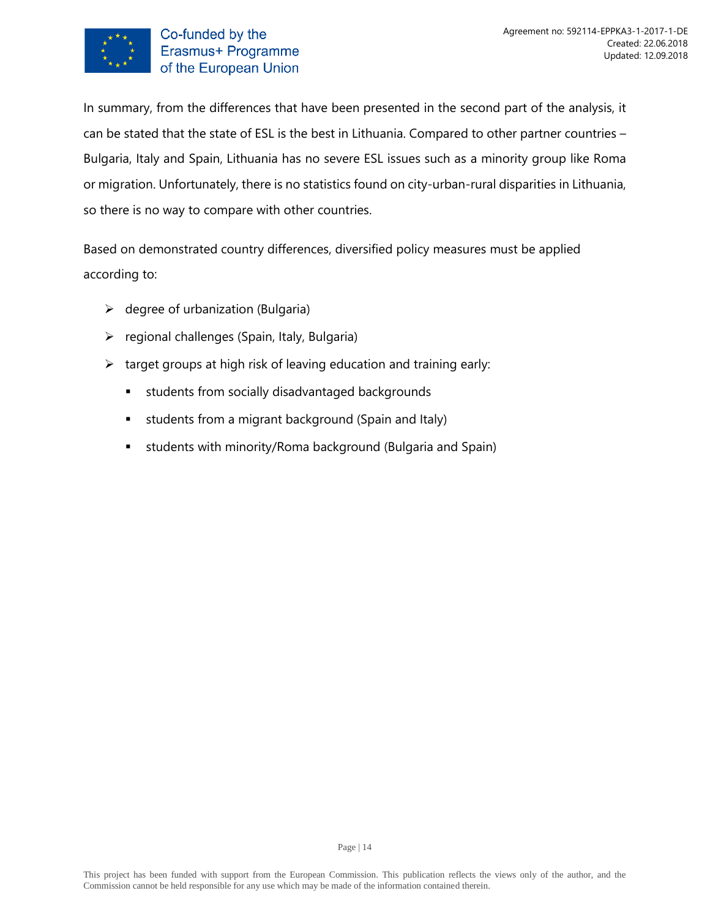In summary, from the differences that have been presented in the second part of the analysis, it can be stated that the state of ESL is the best in Lithuania. Compared to other partner countries – Bulgaria, Italy and Spain, Lithuania has no severe ESL issues such as a minority group like Roma or migration. Unfortunately, there is no statistics found on city-urban-rural disparities in Lithuania, so there is no way to compare with other countries.

Based on demonstrated country differences, diversified policy measures must be applied according to:

- degree of urbanization (Bulgaria)
- regional challenges (Spain, Italy, Bulgaria)
- target groups at high risk of leaving education and training early:
  - students from socially disadvantaged backgrounds
  - students from a migrant background (Spain and Italy)
  - students with minority/Roma background (Bulgaria and Spain)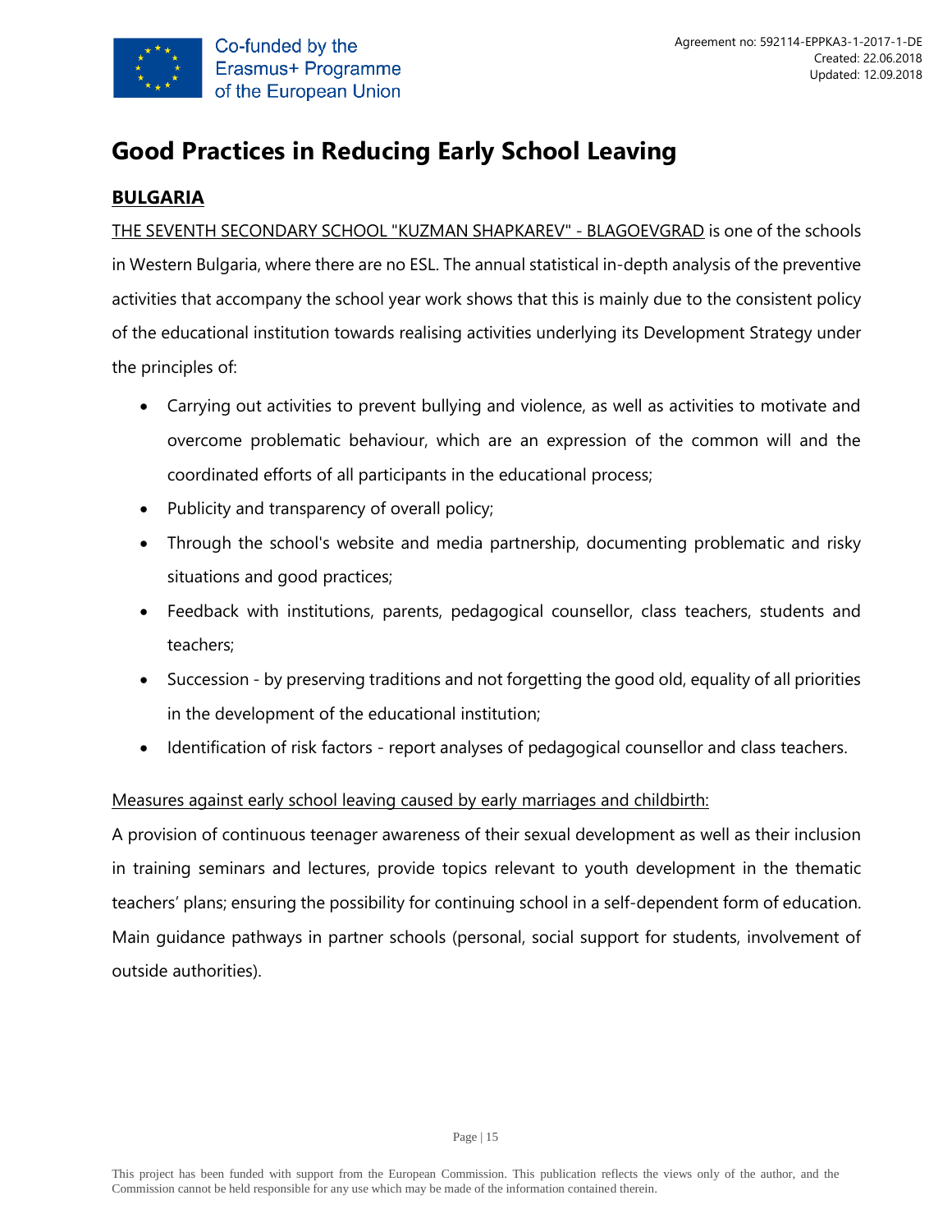# Good Practices in Reducing Early School Leaving

## BULGARIA

THE SEVENTH SECONDARY SCHOOL "KUZMAN SHAPKAREV" - BLAGOEVGRAD is one of the schools in Western Bulgaria, where there are no ESL. The annual statistical in-depth analysis of the preventive activities that accompany the school year work shows that this is mainly due to the consistent policy of the educational institution towards realising activities underlying its Development Strategy under the principles of:

- Carrying out activities to prevent bullying and violence, as well as activities to motivate and overcome problematic behaviour, which are an expression of the common will and the coordinated efforts of all participants in the educational process;
- Publicity and transparency of overall policy;
- Through the school's website and media partnership, documenting problematic and risky situations and good practices;
- Feedback with institutions, parents, pedagogical counsellor, class teachers, students and teachers;
- Succession - by preserving traditions and not forgetting the good old, equality of all priorities in the development of the educational institution;
- Identification of risk factors - report analyses of pedagogical counsellor and class teachers.

Measures against early school leaving caused by early marriages and childbirth:

A provision of continuous teenager awareness of their sexual development as well as their inclusion in training seminars and lectures, provide topics relevant to youth development in the thematic teachers' plans; ensuring the possibility for continuing school in a self-dependent form of education. Main guidance pathways in partner schools (personal, social support for students, involvement of outside authorities).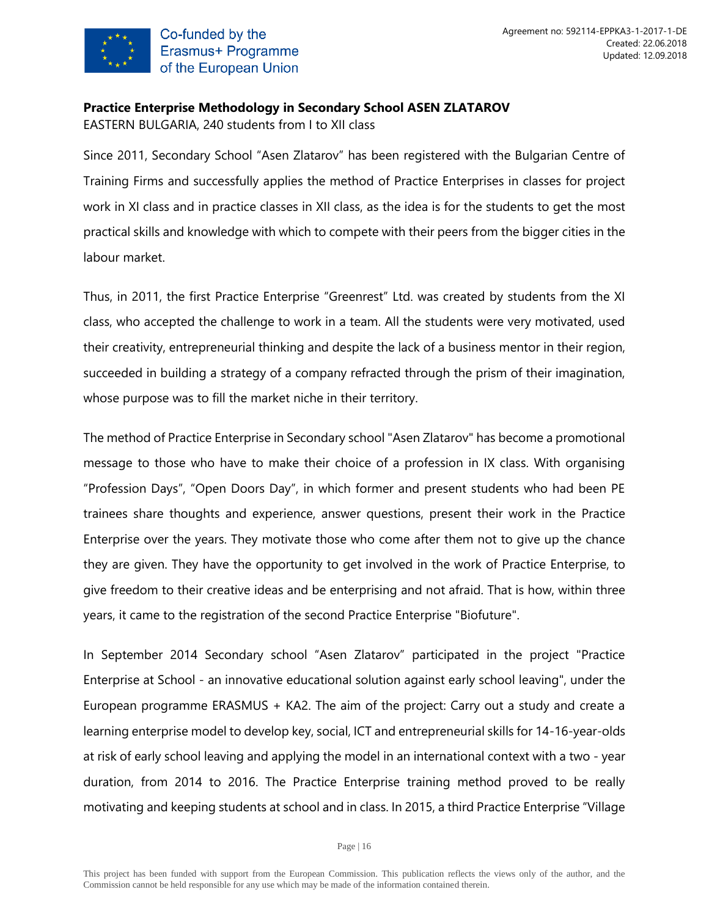**Practice Enterprise Methodology in Secondary School ASEN ZLATAROV**

EASTERN BULGARIA, 240 students from I to XII class

Since 2011, Secondary School "Asen Zlatarov" has been registered with the Bulgarian Centre of Training Firms and successfully applies the method of Practice Enterprises in classes for project work in XI class and in practice classes in XII class, as the idea is for the students to get the most practical skills and knowledge with which to compete with their peers from the bigger cities in the labour market.

Thus, in 2011, the first Practice Enterprise "Greenrest" Ltd. was created by students from the XI class, who accepted the challenge to work in a team. All the students were very motivated, used their creativity, entrepreneurial thinking and despite the lack of a business mentor in their region, succeeded in building a strategy of a company refracted through the prism of their imagination, whose purpose was to fill the market niche in their territory.

The method of Practice Enterprise in Secondary school "Asen Zlatarov" has become a promotional message to those who have to make their choice of a profession in IX class. With organising "Profession Days", "Open Doors Day", in which former and present students who had been PE trainees share thoughts and experience, answer questions, present their work in the Practice Enterprise over the years. They motivate those who come after them not to give up the chance they are given. They have the opportunity to get involved in the work of Practice Enterprise, to give freedom to their creative ideas and be enterprising and not afraid. That is how, within three years, it came to the registration of the second Practice Enterprise "Biofuture".

In September 2014 Secondary school "Asen Zlatarov" participated in the project "Practice Enterprise at School - an innovative educational solution against early school leaving", under the European programme ERASMUS + KA2. The aim of the project: Carry out a study and create a learning enterprise model to develop key, social, ICT and entrepreneurial skills for 14-16-year-olds at risk of early school leaving and applying the model in an international context with a two - year duration, from 2014 to 2016. The Practice Enterprise training method proved to be really motivating and keeping students at school and in class. In 2015, a third Practice Enterprise "Village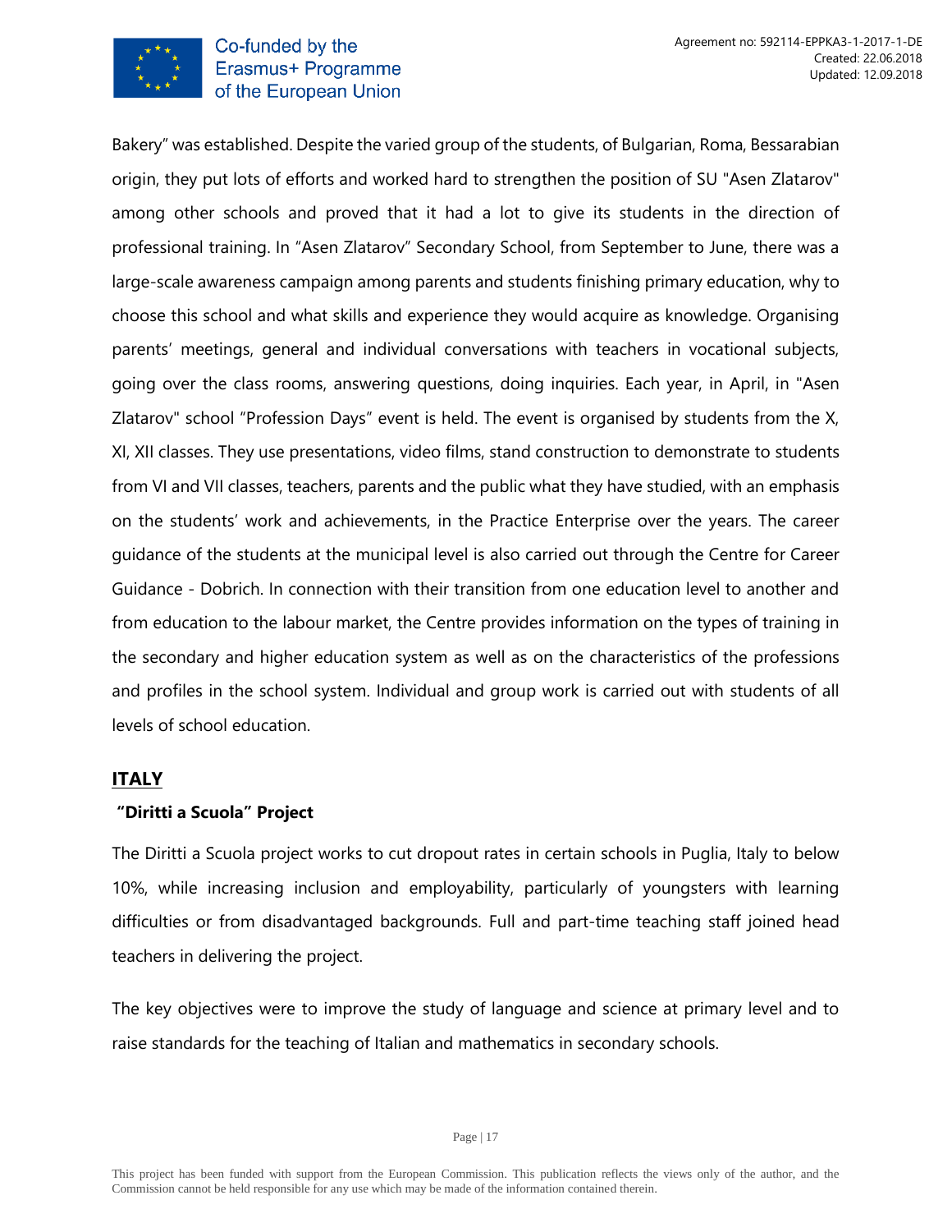Bakery" was established. Despite the varied group of the students, of Bulgarian, Roma, Bessarabian origin, they put lots of efforts and worked hard to strengthen the position of SU "Asen Zlatarov" among other schools and proved that it had a lot to give its students in the direction of professional training. In "Asen Zlatarov" Secondary School, from September to June, there was a large-scale awareness campaign among parents and students finishing primary education, why to choose this school and what skills and experience they would acquire as knowledge. Organising parents' meetings, general and individual conversations with teachers in vocational subjects, going over the class rooms, answering questions, doing inquiries. Each year, in April, in "Asen Zlatarov" school "Profession Days" event is held. The event is organised by students from the X, XI, XII classes. They use presentations, video films, stand construction to demonstrate to students from VI and VII classes, teachers, parents and the public what they have studied, with an emphasis on the students' work and achievements, in the Practice Enterprise over the years. The career guidance of the students at the municipal level is also carried out through the Centre for Career Guidance - Dobrich. In connection with their transition from one education level to another and from education to the labour market, the Centre provides information on the types of training in the secondary and higher education system as well as on the characteristics of the professions and profiles in the school system. Individual and group work is carried out with students of all levels of school education.

## ITALY

### "Diritti a Scuola" Project

The Diritti a Scuola project works to cut dropout rates in certain schools in Puglia, Italy to below 10%, while increasing inclusion and employability, particularly of youngsters with learning difficulties or from disadvantaged backgrounds. Full and part-time teaching staff joined head teachers in delivering the project.

The key objectives were to improve the study of language and science at primary level and to raise standards for the teaching of Italian and mathematics in secondary schools.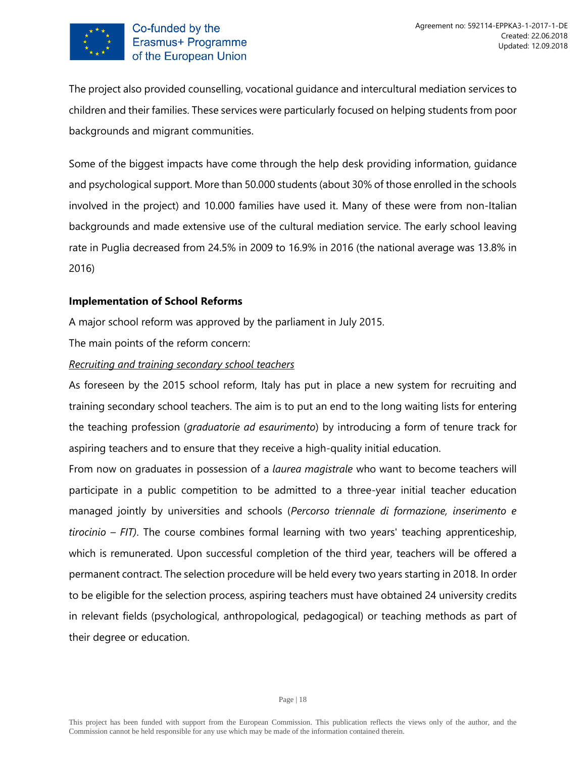The project also provided counselling, vocational guidance and intercultural mediation services to children and their families. These services were particularly focused on helping students from poor backgrounds and migrant communities.

Some of the biggest impacts have come through the help desk providing information, guidance and psychological support. More than 50.000 students (about 30% of those enrolled in the schools involved in the project) and 10.000 families have used it. Many of these were from non-Italian backgrounds and made extensive use of the cultural mediation service. The early school leaving rate in Puglia decreased from 24.5% in 2009 to 16.9% in 2016 (the national average was 13.8% in 2016)

**Implementation of School Reforms**

A major school reform was approved by the parliament in July 2015.

The main points of the reform concern:

*Recruiting and training secondary school teachers*

As foreseen by the 2015 school reform, Italy has put in place a new system for recruiting and training secondary school teachers. The aim is to put an end to the long waiting lists for entering the teaching profession (*graduatorie ad esaurimento*) by introducing a form of tenure track for aspiring teachers and to ensure that they receive a high-quality initial education.

From now on graduates in possession of a *laurea magistrale* who want to become teachers will participate in a public competition to be admitted to a three-year initial teacher education managed jointly by universities and schools (*Percorso triennale di formazione, inserimento e tirocinio – FIT)*. The course combines formal learning with two years' teaching apprenticeship, which is remunerated. Upon successful completion of the third year, teachers will be offered a permanent contract. The selection procedure will be held every two years starting in 2018. In order to be eligible for the selection process, aspiring teachers must have obtained 24 university credits in relevant fields (psychological, anthropological, pedagogical) or teaching methods as part of their degree or education.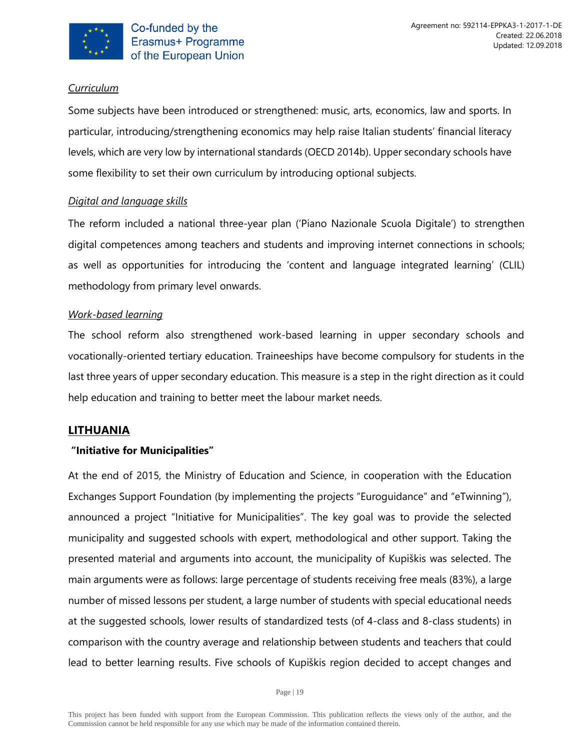*Curriculum*

Some subjects have been introduced or strengthened: music, arts, economics, law and sports. In particular, introducing/strengthening economics may help raise Italian students' financial literacy levels, which are very low by international standards (OECD 2014b). Upper secondary schools have some flexibility to set their own curriculum by introducing optional subjects.

*Digital and language skills*

The reform included a national three-year plan ('Piano Nazionale Scuola Digitale') to strengthen digital competences among teachers and students and improving internet connections in schools; as well as opportunities for introducing the 'content and language integrated learning' (CLIL) methodology from primary level onwards.

*Work-based learning*

The school reform also strengthened work-based learning in upper secondary schools and vocationally-oriented tertiary education. Traineeships have become compulsory for students in the last three years of upper secondary education. This measure is a step in the right direction as it could help education and training to better meet the labour market needs.

## LITHUANIA

**"Initiative for Municipalities"**

At the end of 2015, the Ministry of Education and Science, in cooperation with the Education Exchanges Support Foundation (by implementing the projects "Euroguidance" and "eTwinning"), announced a project "Initiative for Municipalities". The key goal was to provide the selected municipality and suggested schools with expert, methodological and other support. Taking the presented material and arguments into account, the municipality of Kupiškis was selected. The main arguments were as follows: large percentage of students receiving free meals (83%), a large number of missed lessons per student, a large number of students with special educational needs at the suggested schools, lower results of standardized tests (of 4-class and 8-class students) in comparison with the country average and relationship between students and teachers that could lead to better learning results. Five schools of Kupiškis region decided to accept changes and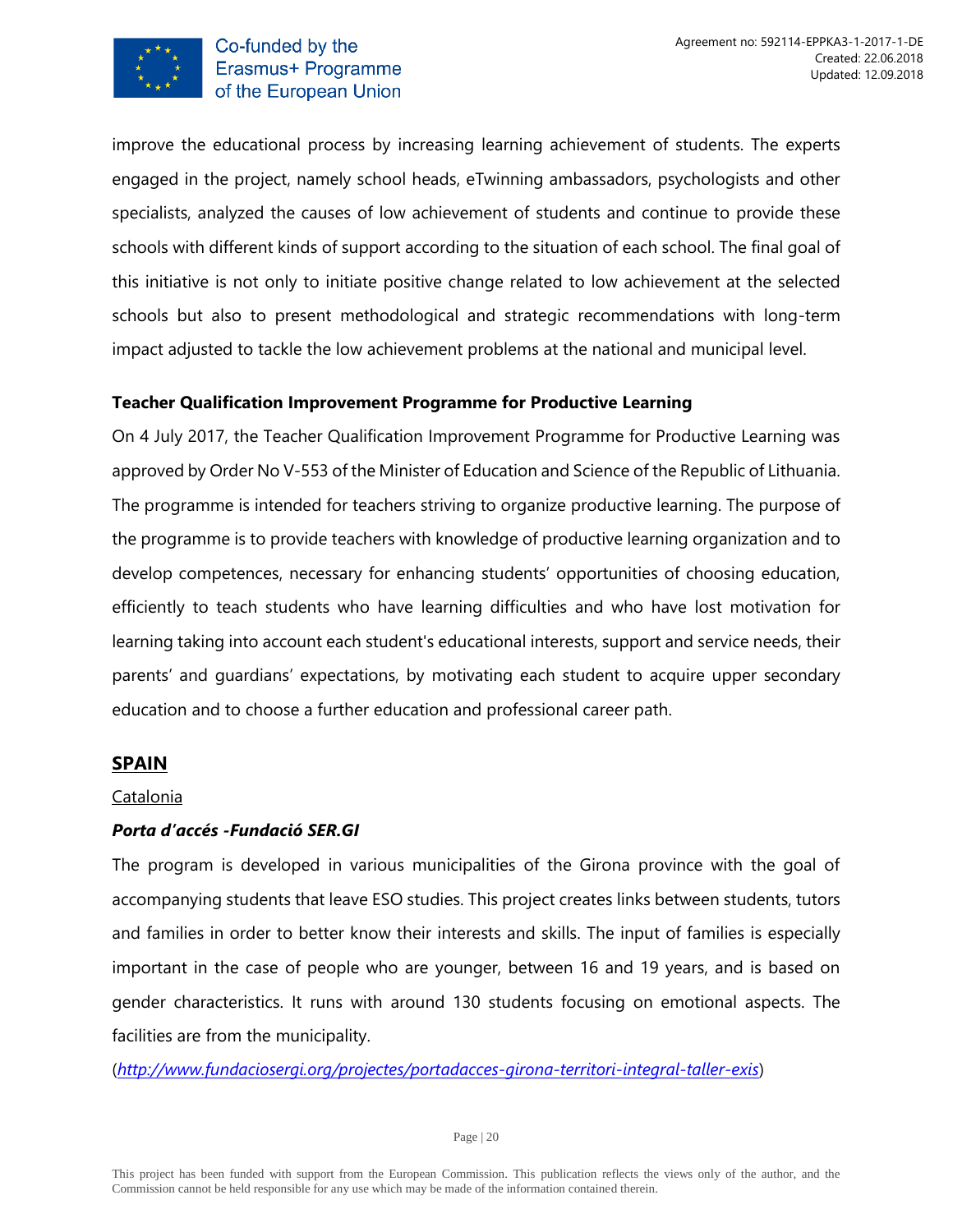improve the educational process by increasing learning achievement of students. The experts engaged in the project, namely school heads, eTwinning ambassadors, psychologists and other specialists, analyzed the causes of low achievement of students and continue to provide these schools with different kinds of support according to the situation of each school. The final goal of this initiative is not only to initiate positive change related to low achievement at the selected schools but also to present methodological and strategic recommendations with long-term impact adjusted to tackle the low achievement problems at the national and municipal level.

**Teacher Qualification Improvement Programme for Productive Learning**

On 4 July 2017, the Teacher Qualification Improvement Programme for Productive Learning was approved by Order No V-553 of the Minister of Education and Science of the Republic of Lithuania. The programme is intended for teachers striving to organize productive learning. The purpose of the programme is to provide teachers with knowledge of productive learning organization and to develop competences, necessary for enhancing students' opportunities of choosing education, efficiently to teach students who have learning difficulties and who have lost motivation for learning taking into account each student's educational interests, support and service needs, their parents' and guardians' expectations, by motivating each student to acquire upper secondary education and to choose a further education and professional career path.

## SPAIN

Catalonia

***Porta d'accés -Fundació SER.GI***

The program is developed in various municipalities of the Girona province with the goal of accompanying students that leave ESO studies. This project creates links between students, tutors and families in order to better know their interests and skills. The input of families is especially important in the case of people who are younger, between 16 and 19 years, and is based on gender characteristics. It runs with around 130 students focusing on emotional aspects. The facilities are from the municipality.

(*http://www.fundaciosergi.org/projectes/portadacces-girona-territori-integral-taller-exis*)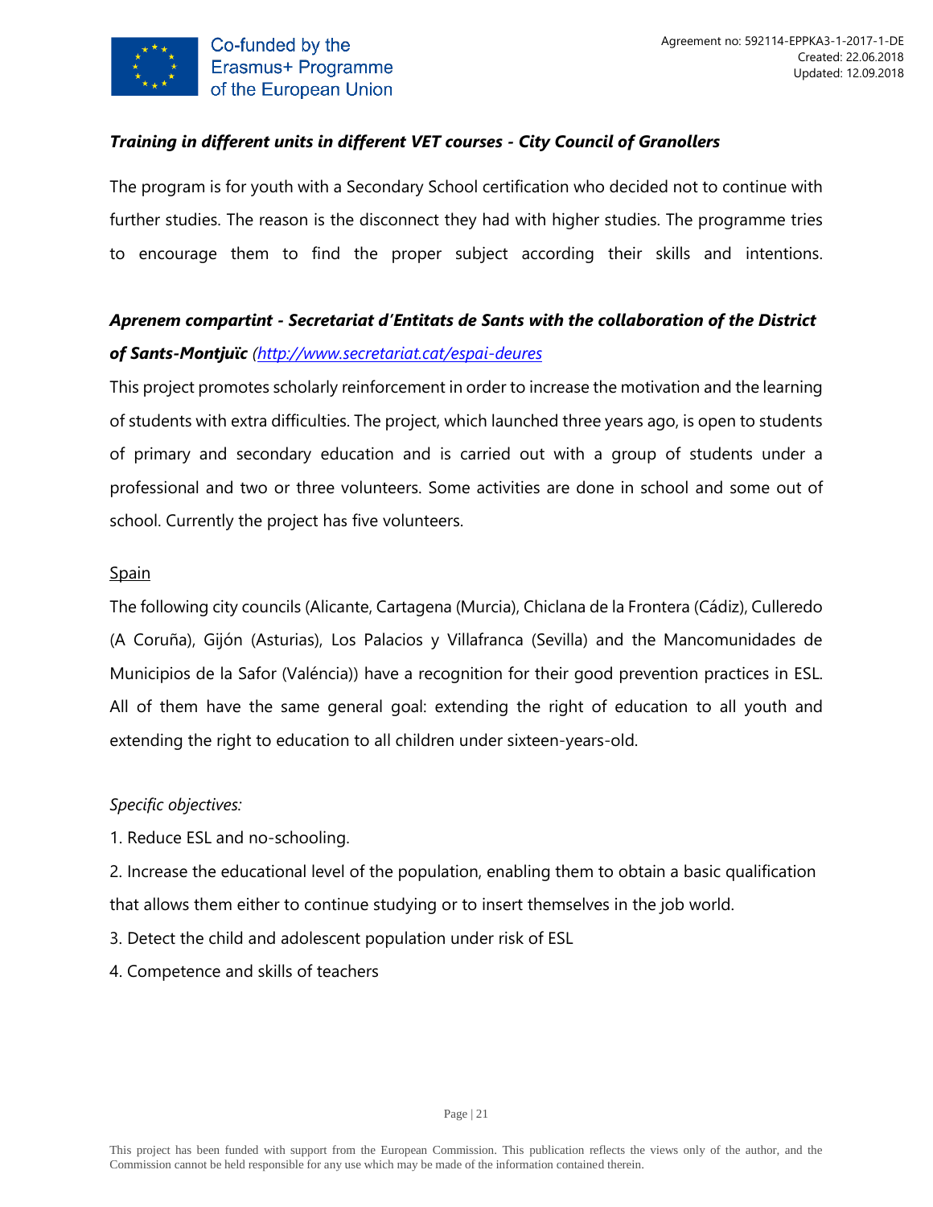***Training in different units in different VET courses - City Council of Granollers***

The program is for youth with a Secondary School certification who decided not to continue with further studies. The reason is the disconnect they had with higher studies. The programme tries to encourage them to find the proper subject according their skills and intentions.

***Aprenem compartint - Secretariat d'Entitats de Sants with the collaboration of the District of Sants-Montjuïc*** *([http://www.secretariat.cat/espai-deures](http://www.secretariat.cat/espai-deures)*

This project promotes scholarly reinforcement in order to increase the motivation and the learning of students with extra difficulties. The project, which launched three years ago, is open to students of primary and secondary education and is carried out with a group of students under a professional and two or three volunteers. Some activities are done in school and some out of school. Currently the project has five volunteers.

<u>Spain</u>

The following city councils (Alicante, Cartagena (Murcia), Chiclana de la Frontera (Cádiz), Culleredo (A Coruña), Gijón (Asturias), Los Palacios y Villafranca (Sevilla) and the Mancomunidades de Municipios de la Safor (Valéncia)) have a recognition for their good prevention practices in ESL. All of them have the same general goal: extending the right of education to all youth and extending the right to education to all children under sixteen-years-old.

*Specific objectives:*

1. Reduce ESL and no-schooling.
2. Increase the educational level of the population, enabling them to obtain a basic qualification that allows them either to continue studying or to insert themselves in the job world.
3. Detect the child and adolescent population under risk of ESL
4. Competence and skills of teachers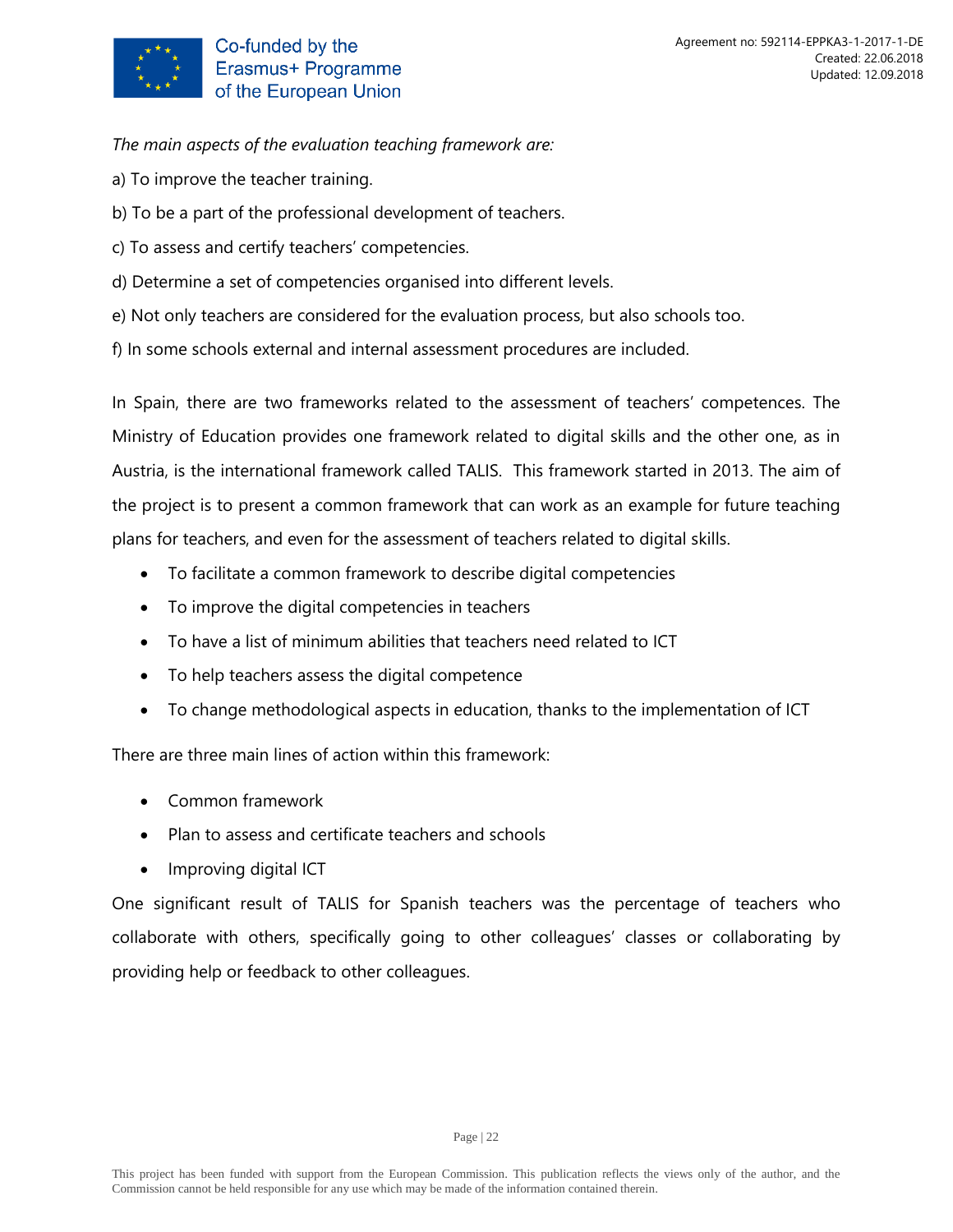*The main aspects of the evaluation teaching framework are:*

a) To improve the teacher training.

b) To be a part of the professional development of teachers.

c) To assess and certify teachers' competencies.

d) Determine a set of competencies organised into different levels.

e) Not only teachers are considered for the evaluation process, but also schools too.

f) In some schools external and internal assessment procedures are included.

In Spain, there are two frameworks related to the assessment of teachers' competences. The Ministry of Education provides one framework related to digital skills and the other one, as in Austria, is the international framework called TALIS. This framework started in 2013. The aim of the project is to present a common framework that can work as an example for future teaching plans for teachers, and even for the assessment of teachers related to digital skills.

- To facilitate a common framework to describe digital competencies
- To improve the digital competencies in teachers
- To have a list of minimum abilities that teachers need related to ICT
- To help teachers assess the digital competence
- To change methodological aspects in education, thanks to the implementation of ICT

There are three main lines of action within this framework:

- Common framework
- Plan to assess and certificate teachers and schools
- Improving digital ICT

One significant result of TALIS for Spanish teachers was the percentage of teachers who collaborate with others, specifically going to other colleagues' classes or collaborating by providing help or feedback to other colleagues.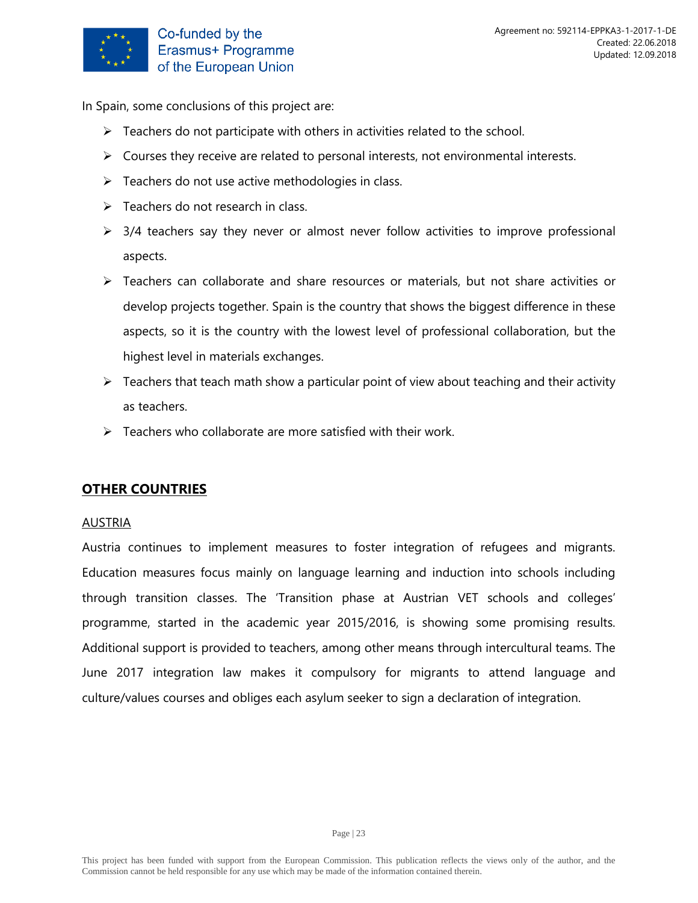In Spain, some conclusions of this project are:

- Teachers do not participate with others in activities related to the school.
- Courses they receive are related to personal interests, not environmental interests.
- Teachers do not use active methodologies in class.
- Teachers do not research in class.
- 3/4 teachers say they never or almost never follow activities to improve professional aspects.
- Teachers can collaborate and share resources or materials, but not share activities or develop projects together. Spain is the country that shows the biggest difference in these aspects, so it is the country with the lowest level of professional collaboration, but the highest level in materials exchanges.
- Teachers that teach math show a particular point of view about teaching and their activity as teachers.
- Teachers who collaborate are more satisfied with their work.

## OTHER COUNTRIES

### AUSTRIA

Austria continues to implement measures to foster integration of refugees and migrants. Education measures focus mainly on language learning and induction into schools including through transition classes. The 'Transition phase at Austrian VET schools and colleges' programme, started in the academic year 2015/2016, is showing some promising results. Additional support is provided to teachers, among other means through intercultural teams. The June 2017 integration law makes it compulsory for migrants to attend language and culture/values courses and obliges each asylum seeker to sign a declaration of integration.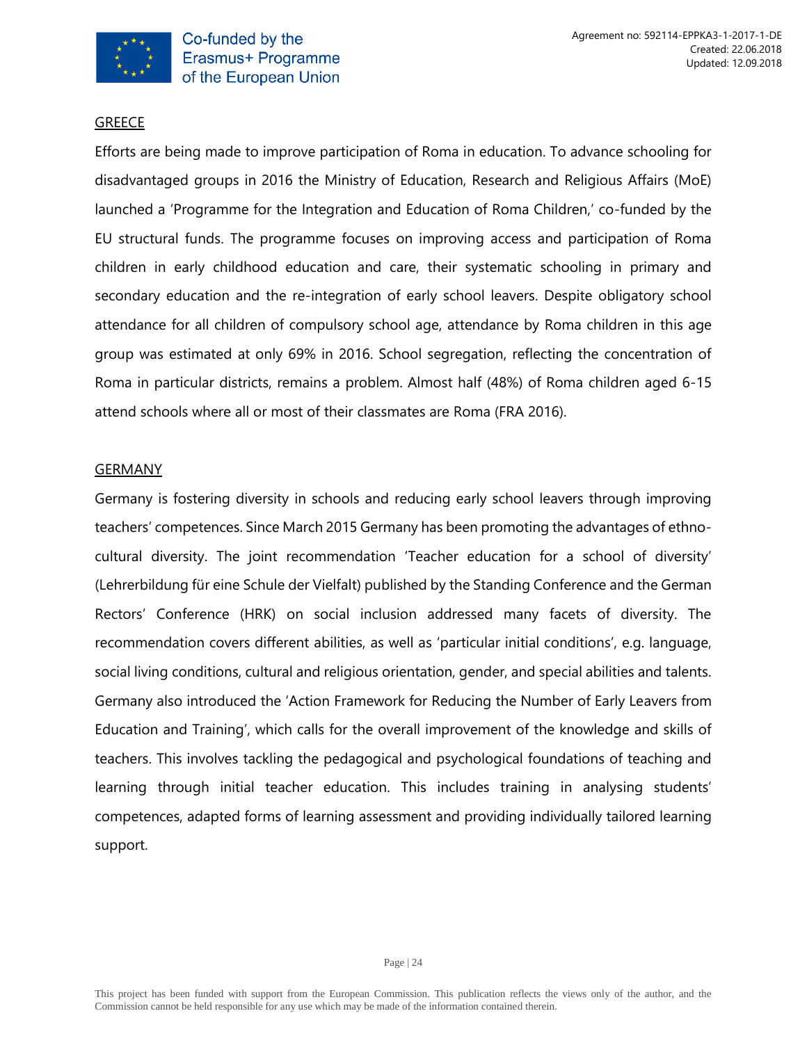## GREECE

Efforts are being made to improve participation of Roma in education. To advance schooling for disadvantaged groups in 2016 the Ministry of Education, Research and Religious Affairs (MoE) launched a 'Programme for the Integration and Education of Roma Children,' co-funded by the EU structural funds. The programme focuses on improving access and participation of Roma children in early childhood education and care, their systematic schooling in primary and secondary education and the re-integration of early school leavers. Despite obligatory school attendance for all children of compulsory school age, attendance by Roma children in this age group was estimated at only 69% in 2016. School segregation, reflecting the concentration of Roma in particular districts, remains a problem. Almost half (48%) of Roma children aged 6-15 attend schools where all or most of their classmates are Roma (FRA 2016).

## GERMANY

Germany is fostering diversity in schools and reducing early school leavers through improving teachers' competences. Since March 2015 Germany has been promoting the advantages of ethno-cultural diversity. The joint recommendation 'Teacher education for a school of diversity' (Lehrerbildung für eine Schule der Vielfalt) published by the Standing Conference and the German Rectors' Conference (HRK) on social inclusion addressed many facets of diversity. The recommendation covers different abilities, as well as 'particular initial conditions', e.g. language, social living conditions, cultural and religious orientation, gender, and special abilities and talents. Germany also introduced the 'Action Framework for Reducing the Number of Early Leavers from Education and Training', which calls for the overall improvement of the knowledge and skills of teachers. This involves tackling the pedagogical and psychological foundations of teaching and learning through initial teacher education. This includes training in analysing students' competences, adapted forms of learning assessment and providing individually tailored learning support.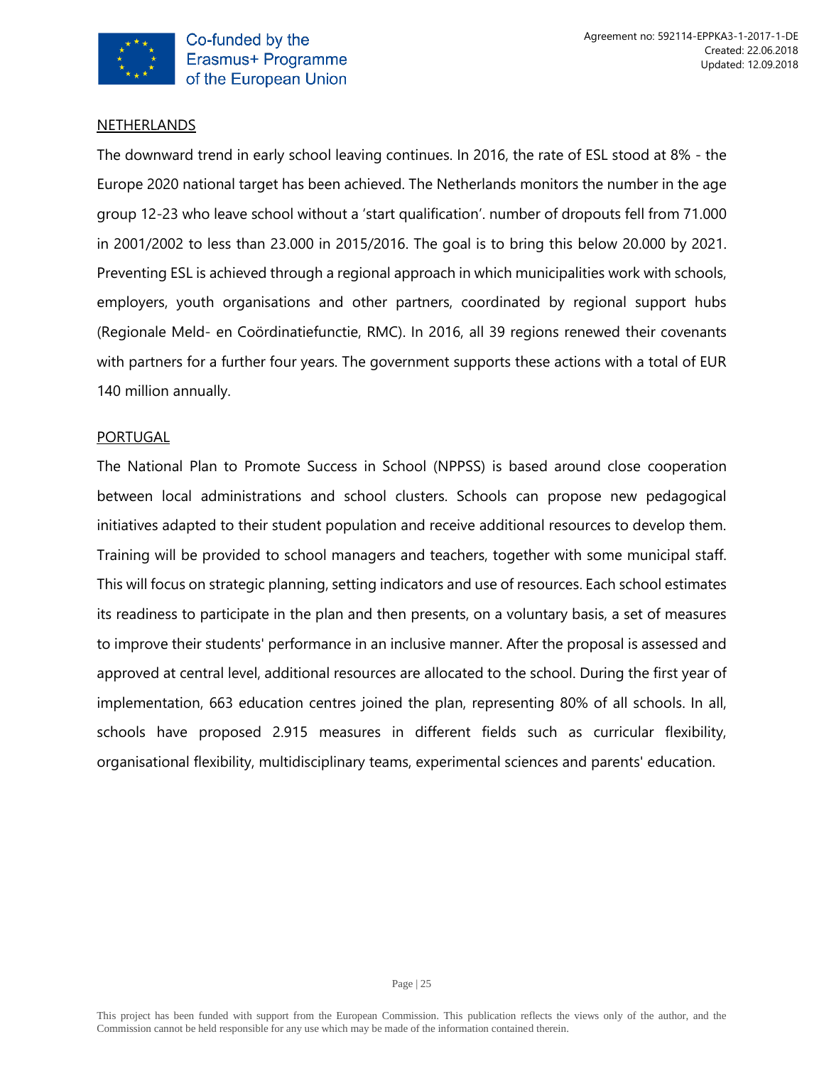## NETHERLANDS

The downward trend in early school leaving continues. In 2016, the rate of ESL stood at 8% - the Europe 2020 national target has been achieved. The Netherlands monitors the number in the age group 12-23 who leave school without a 'start qualification'. number of dropouts fell from 71.000 in 2001/2002 to less than 23.000 in 2015/2016. The goal is to bring this below 20.000 by 2021. Preventing ESL is achieved through a regional approach in which municipalities work with schools, employers, youth organisations and other partners, coordinated by regional support hubs (Regionale Meld- en Coördinatiefunctie, RMC). In 2016, all 39 regions renewed their covenants with partners for a further four years. The government supports these actions with a total of EUR 140 million annually.

## PORTUGAL

The National Plan to Promote Success in School (NPPSS) is based around close cooperation between local administrations and school clusters. Schools can propose new pedagogical initiatives adapted to their student population and receive additional resources to develop them. Training will be provided to school managers and teachers, together with some municipal staff. This will focus on strategic planning, setting indicators and use of resources. Each school estimates its readiness to participate in the plan and then presents, on a voluntary basis, a set of measures to improve their students' performance in an inclusive manner. After the proposal is assessed and approved at central level, additional resources are allocated to the school. During the first year of implementation, 663 education centres joined the plan, representing 80% of all schools. In all, schools have proposed 2.915 measures in different fields such as curricular flexibility, organisational flexibility, multidisciplinary teams, experimental sciences and parents' education.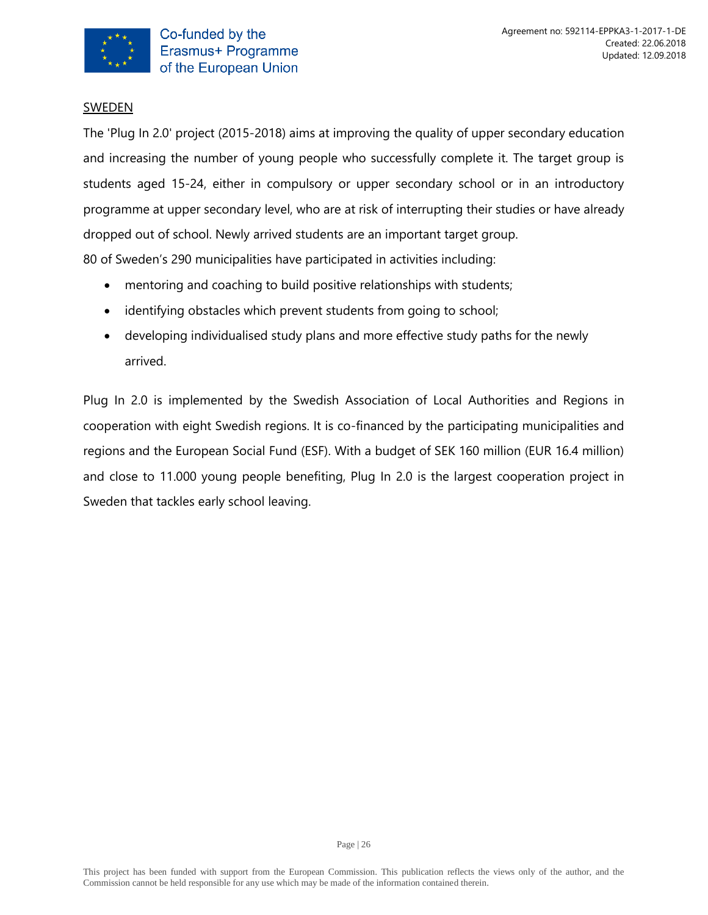## SWEDEN

The 'Plug In 2.0' project (2015-2018) aims at improving the quality of upper secondary education and increasing the number of young people who successfully complete it. The target group is students aged 15-24, either in compulsory or upper secondary school or in an introductory programme at upper secondary level, who are at risk of interrupting their studies or have already dropped out of school. Newly arrived students are an important target group.

80 of Sweden's 290 municipalities have participated in activities including:

- mentoring and coaching to build positive relationships with students;
- identifying obstacles which prevent students from going to school;
- developing individualised study plans and more effective study paths for the newly arrived.

Plug In 2.0 is implemented by the Swedish Association of Local Authorities and Regions in cooperation with eight Swedish regions. It is co-financed by the participating municipalities and regions and the European Social Fund (ESF). With a budget of SEK 160 million (EUR 16.4 million) and close to 11.000 young people benefiting, Plug In 2.0 is the largest cooperation project in Sweden that tackles early school leaving.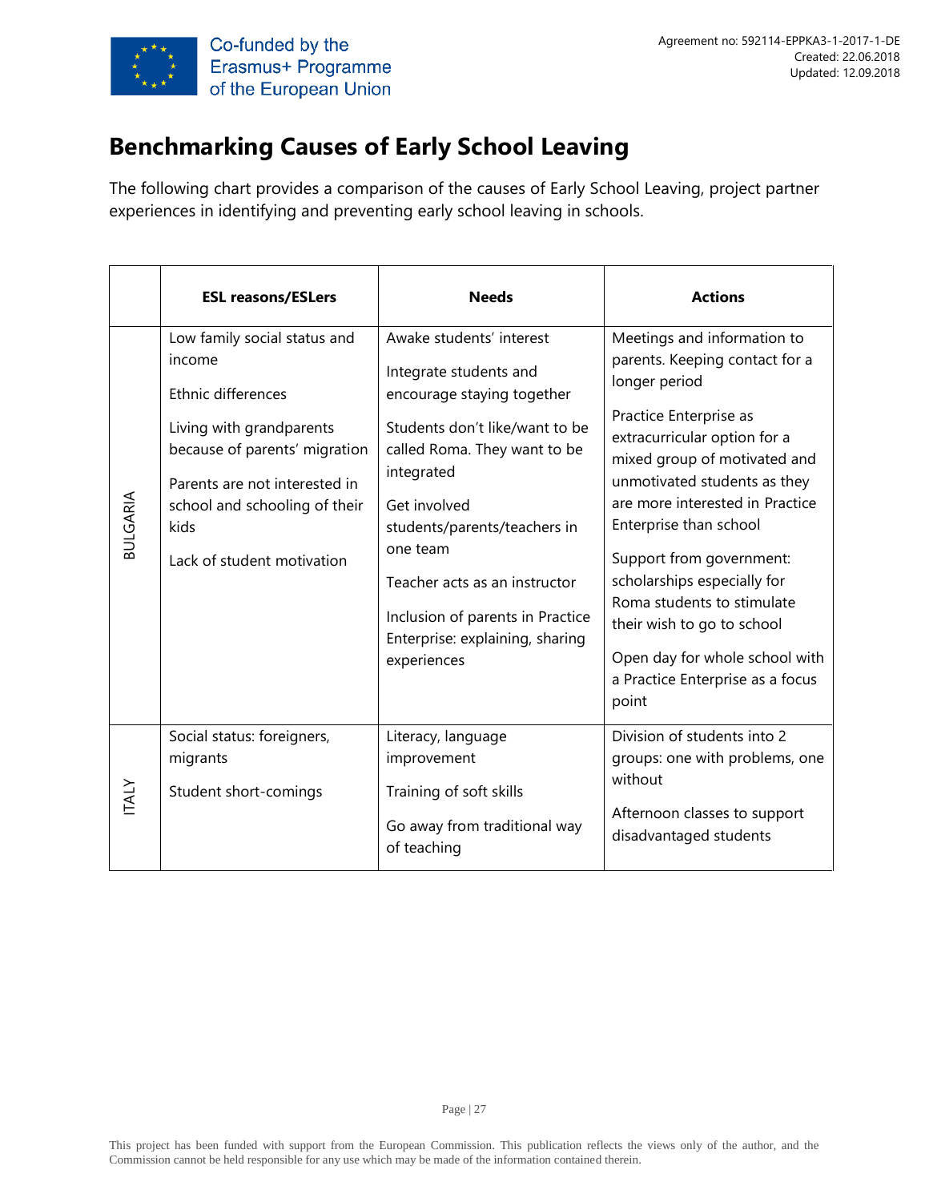# Benchmarking Causes of Early School Leaving

The following chart provides a comparison of the causes of Early School Leaving, project partner experiences in identifying and preventing early school leaving in schools.

| | ESL reasons/ESLers | Needs | Actions |
|---|---|---|---|
| BULGARIA | Low family social status and income<br><br>Ethnic differences<br><br>Living with grandparents because of parents' migration<br><br>Parents are not interested in school and schooling of their kids<br><br>Lack of student motivation | Awake students' interest<br><br>Integrate students and encourage staying together<br><br>Students don't like/want to be called Roma. They want to be integrated<br><br>Get involved students/parents/teachers in one team<br><br>Teacher acts as an instructor<br><br>Inclusion of parents in Practice Enterprise: explaining, sharing experiences | Meetings and information to parents. Keeping contact for a longer period<br><br>Practice Enterprise as extracurricular option for a mixed group of motivated and unmotivated students as they are more interested in Practice Enterprise than school<br><br>Support from government: scholarships especially for Roma students to stimulate their wish to go to school<br><br>Open day for whole school with a Practice Enterprise as a focus point |
| ITALY | Social status: foreigners, migrants<br><br>Student short-comings | Literacy, language improvement<br><br>Training of soft skills<br><br>Go away from traditional way of teaching | Division of students into 2 groups: one with problems, one without<br><br>Afternoon classes to support disadvantaged students |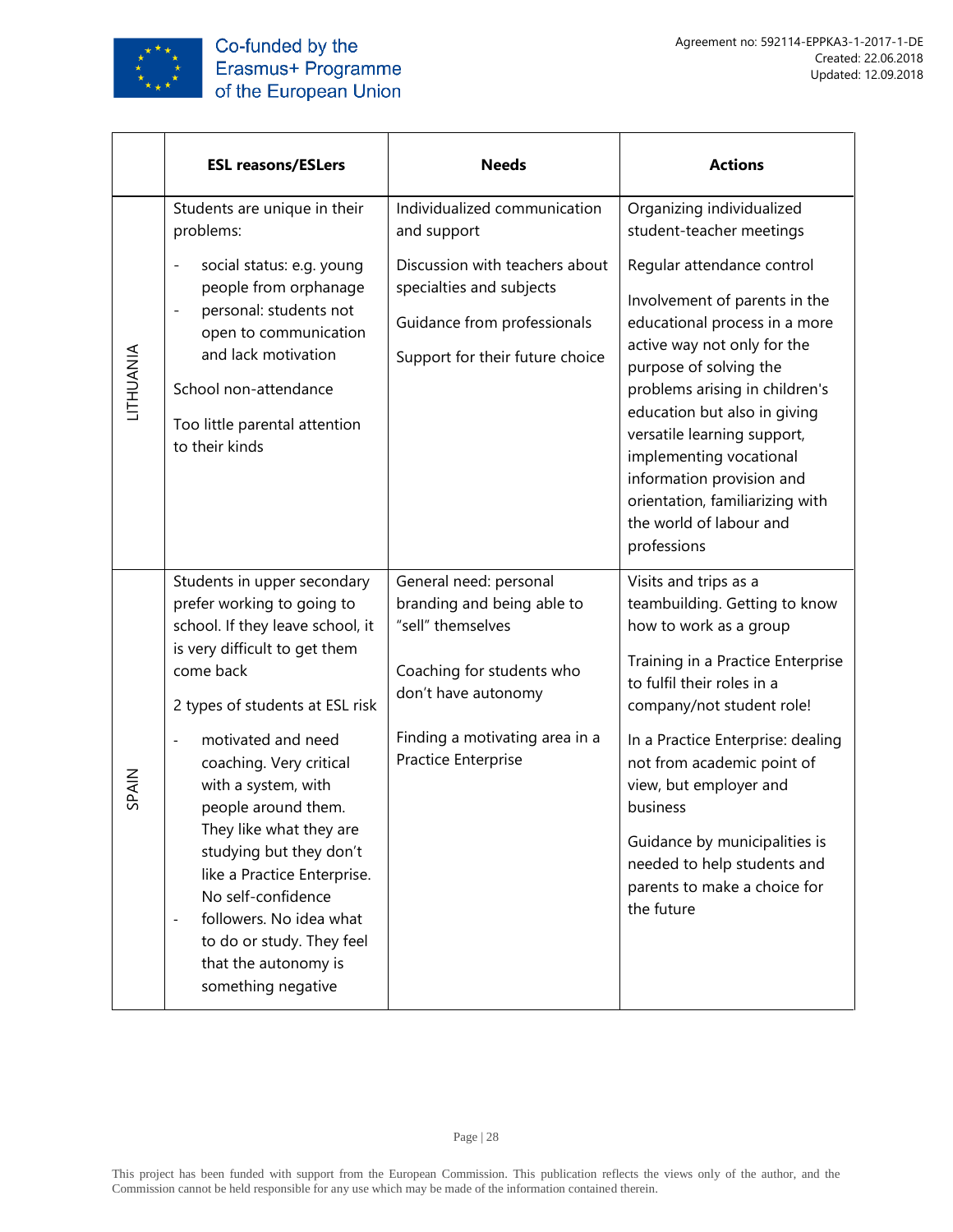| | ESL reasons/ESLers | Needs | Actions |
|---|---|---|---|
| LITHUANIA | Students are unique in their problems:<br>- social status: e.g. young people from orphanage<br>- personal: students not open to communication and lack motivation<br><br>School non-attendance<br><br>Too little parental attention to their kinds | Individualized communication and support<br><br>Discussion with teachers about specialties and subjects<br><br>Guidance from professionals<br><br>Support for their future choice | Organizing individualized student-teacher meetings<br><br>Regular attendance control<br><br>Involvement of parents in the educational process in a more active way not only for the purpose of solving the problems arising in children's education but also in giving versatile learning support, implementing vocational information provision and orientation, familiarizing with the world of labour and professions |
| SPAIN | Students in upper secondary prefer working to going to school. If they leave school, it is very difficult to get them come back<br><br>2 types of students at ESL risk<br>- motivated and need coaching. Very critical with a system, with people around them. They like what they are studying but they don't like a Practice Enterprise. No self-confidence<br>- followers. No idea what to do or study. They feel that the autonomy is something negative | General need: personal branding and being able to "sell" themselves<br><br>Coaching for students who don't have autonomy<br><br>Finding a motivating area in a Practice Enterprise | Visits and trips as a teambuilding. Getting to know how to work as a group<br><br>Training in a Practice Enterprise to fulfil their roles in a company/not student role!<br><br>In a Practice Enterprise: dealing not from academic point of view, but employer and business<br><br>Guidance by municipalities is needed to help students and parents to make a choice for the future |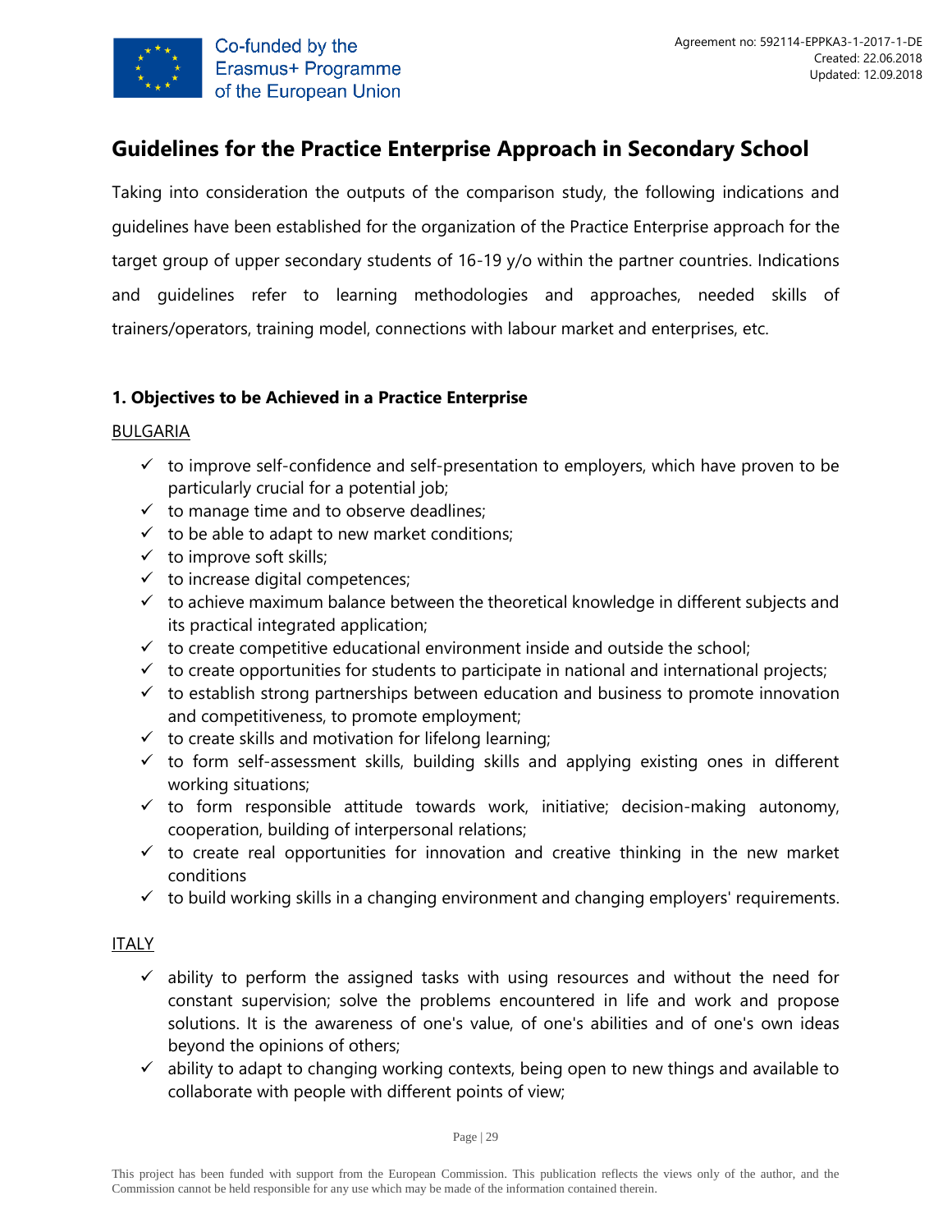# Guidelines for the Practice Enterprise Approach in Secondary School

Taking into consideration the outputs of the comparison study, the following indications and guidelines have been established for the organization of the Practice Enterprise approach for the target group of upper secondary students of 16-19 y/o within the partner countries. Indications and guidelines refer to learning methodologies and approaches, needed skills of trainers/operators, training model, connections with labour market and enterprises, etc.

### 1. Objectives to be Achieved in a Practice Enterprise

BULGARIA

- ✓ to improve self-confidence and self-presentation to employers, which have proven to be particularly crucial for a potential job;
- ✓ to manage time and to observe deadlines;
- ✓ to be able to adapt to new market conditions;
- ✓ to improve soft skills;
- ✓ to increase digital competences;
- ✓ to achieve maximum balance between the theoretical knowledge in different subjects and its practical integrated application;
- ✓ to create competitive educational environment inside and outside the school;
- ✓ to create opportunities for students to participate in national and international projects;
- ✓ to establish strong partnerships between education and business to promote innovation and competitiveness, to promote employment;
- ✓ to create skills and motivation for lifelong learning;
- ✓ to form self-assessment skills, building skills and applying existing ones in different working situations;
- ✓ to form responsible attitude towards work, initiative; decision-making autonomy, cooperation, building of interpersonal relations;
- ✓ to create real opportunities for innovation and creative thinking in the new market conditions
- ✓ to build working skills in a changing environment and changing employers' requirements.

ITALY

- ✓ ability to perform the assigned tasks with using resources and without the need for constant supervision; solve the problems encountered in life and work and propose solutions. It is the awareness of one's value, of one's abilities and of one's own ideas beyond the opinions of others;
- ✓ ability to adapt to changing working contexts, being open to new things and available to collaborate with people with different points of view;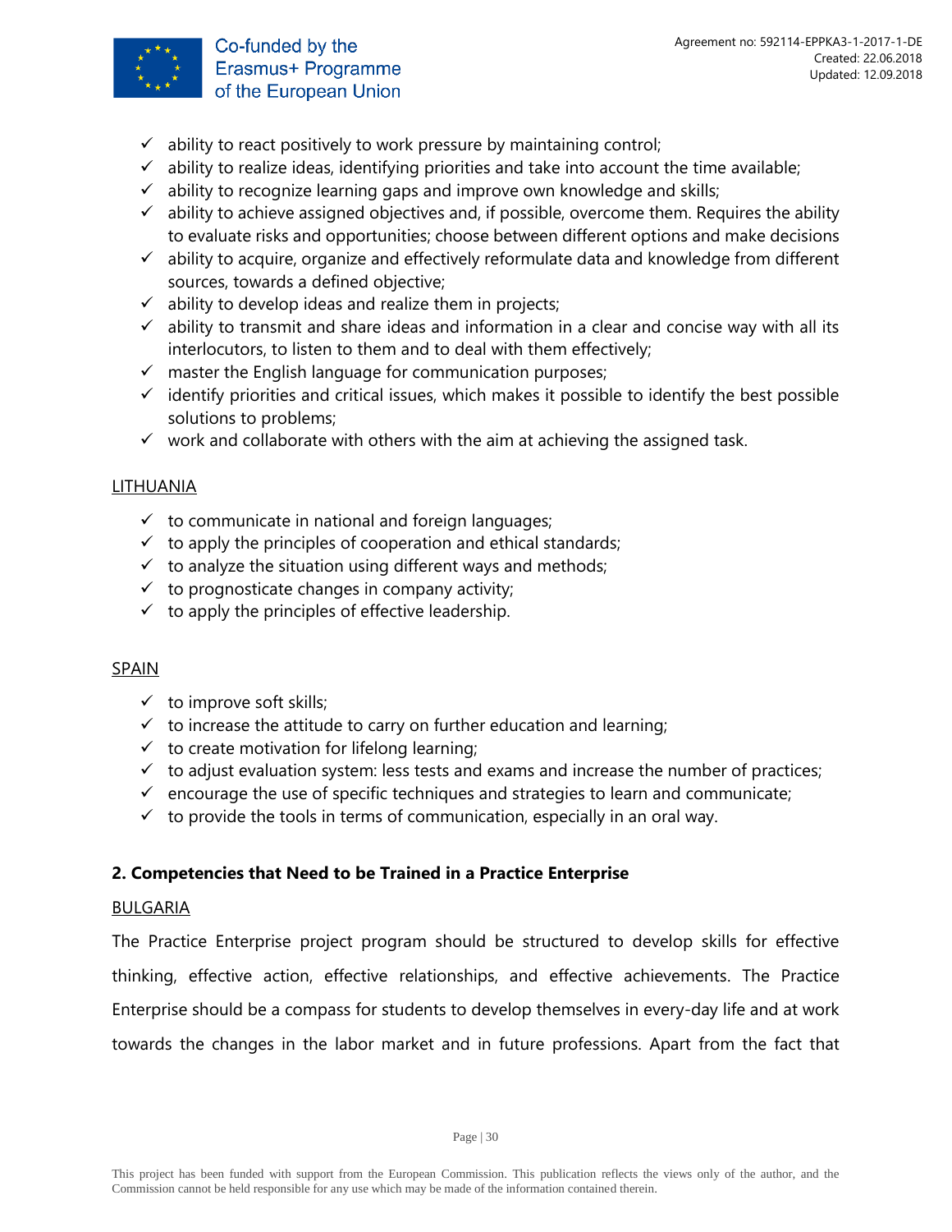- ability to react positively to work pressure by maintaining control;
- ability to realize ideas, identifying priorities and take into account the time available;
- ability to recognize learning gaps and improve own knowledge and skills;
- ability to achieve assigned objectives and, if possible, overcome them. Requires the ability to evaluate risks and opportunities; choose between different options and make decisions
- ability to acquire, organize and effectively reformulate data and knowledge from different sources, towards a defined objective;
- ability to develop ideas and realize them in projects;
- ability to transmit and share ideas and information in a clear and concise way with all its interlocutors, to listen to them and to deal with them effectively;
- master the English language for communication purposes;
- identify priorities and critical issues, which makes it possible to identify the best possible solutions to problems;
- work and collaborate with others with the aim at achieving the assigned task.

LITHUANIA

- to communicate in national and foreign languages;
- to apply the principles of cooperation and ethical standards;
- to analyze the situation using different ways and methods;
- to prognosticate changes in company activity;
- to apply the principles of effective leadership.

SPAIN

- to improve soft skills;
- to increase the attitude to carry on further education and learning;
- to create motivation for lifelong learning;
- to adjust evaluation system: less tests and exams and increase the number of practices;
- encourage the use of specific techniques and strategies to learn and communicate;
- to provide the tools in terms of communication, especially in an oral way.

## 2. Competencies that Need to be Trained in a Practice Enterprise

BULGARIA

The Practice Enterprise project program should be structured to develop skills for effective thinking, effective action, effective relationships, and effective achievements. The Practice Enterprise should be a compass for students to develop themselves in every-day life and at work towards the changes in the labor market and in future professions. Apart from the fact that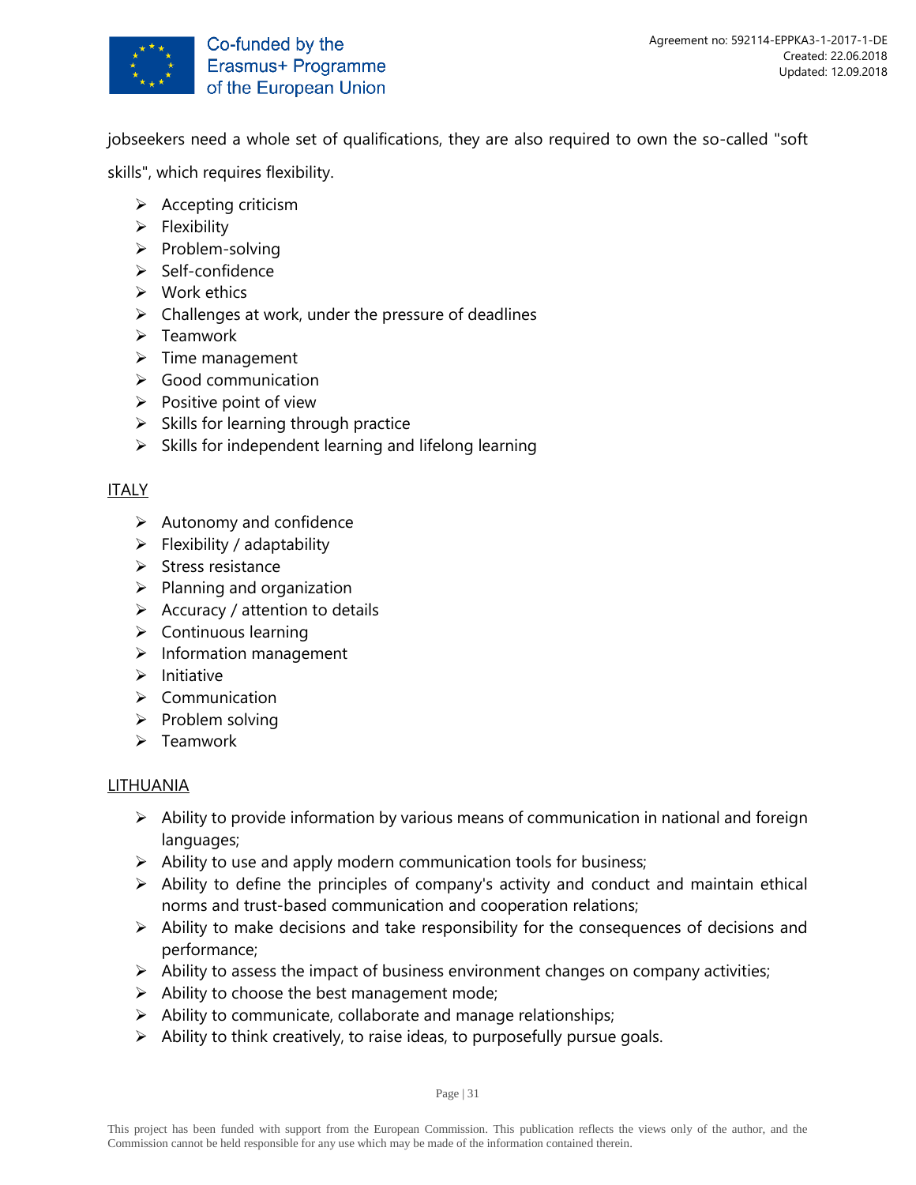jobseekers need a whole set of qualifications, they are also required to own the so-called "soft skills", which requires flexibility.

- Accepting criticism
- Flexibility
- Problem-solving
- Self-confidence
- Work ethics
- Challenges at work, under the pressure of deadlines
- Teamwork
- Time management
- Good communication
- Positive point of view
- Skills for learning through practice
- Skills for independent learning and lifelong learning

<u>ITALY</u>

- Autonomy and confidence
- Flexibility / adaptability
- Stress resistance
- Planning and organization
- Accuracy / attention to details
- Continuous learning
- Information management
- Initiative
- Communication
- Problem solving
- Teamwork

<u>LITHUANIA</u>

- Ability to provide information by various means of communication in national and foreign languages;
- Ability to use and apply modern communication tools for business;
- Ability to define the principles of company's activity and conduct and maintain ethical norms and trust-based communication and cooperation relations;
- Ability to make decisions and take responsibility for the consequences of decisions and performance;
- Ability to assess the impact of business environment changes on company activities;
- Ability to choose the best management mode;
- Ability to communicate, collaborate and manage relationships;
- Ability to think creatively, to raise ideas, to purposefully pursue goals.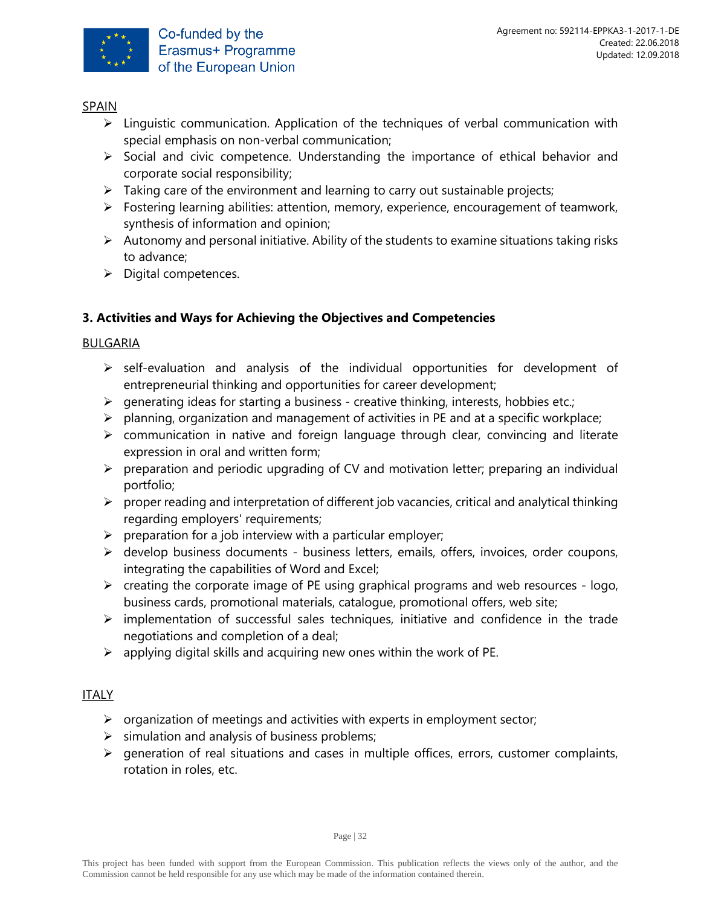SPAIN

- Linguistic communication. Application of the techniques of verbal communication with special emphasis on non-verbal communication;
- Social and civic competence. Understanding the importance of ethical behavior and corporate social responsibility;
- Taking care of the environment and learning to carry out sustainable projects;
- Fostering learning abilities: attention, memory, experience, encouragement of teamwork, synthesis of information and opinion;
- Autonomy and personal initiative. Ability of the students to examine situations taking risks to advance;
- Digital competences.

### 3. Activities and Ways for Achieving the Objectives and Competencies

BULGARIA

- self-evaluation and analysis of the individual opportunities for development of entrepreneurial thinking and opportunities for career development;
- generating ideas for starting a business - creative thinking, interests, hobbies etc.;
- planning, organization and management of activities in PE and at a specific workplace;
- communication in native and foreign language through clear, convincing and literate expression in oral and written form;
- preparation and periodic upgrading of CV and motivation letter; preparing an individual portfolio;
- proper reading and interpretation of different job vacancies, critical and analytical thinking regarding employers' requirements;
- preparation for a job interview with a particular employer;
- develop business documents - business letters, emails, offers, invoices, order coupons, integrating the capabilities of Word and Excel;
- creating the corporate image of PE using graphical programs and web resources - logo, business cards, promotional materials, catalogue, promotional offers, web site;
- implementation of successful sales techniques, initiative and confidence in the trade negotiations and completion of a deal;
- applying digital skills and acquiring new ones within the work of PE.

ITALY

- organization of meetings and activities with experts in employment sector;
- simulation and analysis of business problems;
- generation of real situations and cases in multiple offices, errors, customer complaints, rotation in roles, etc.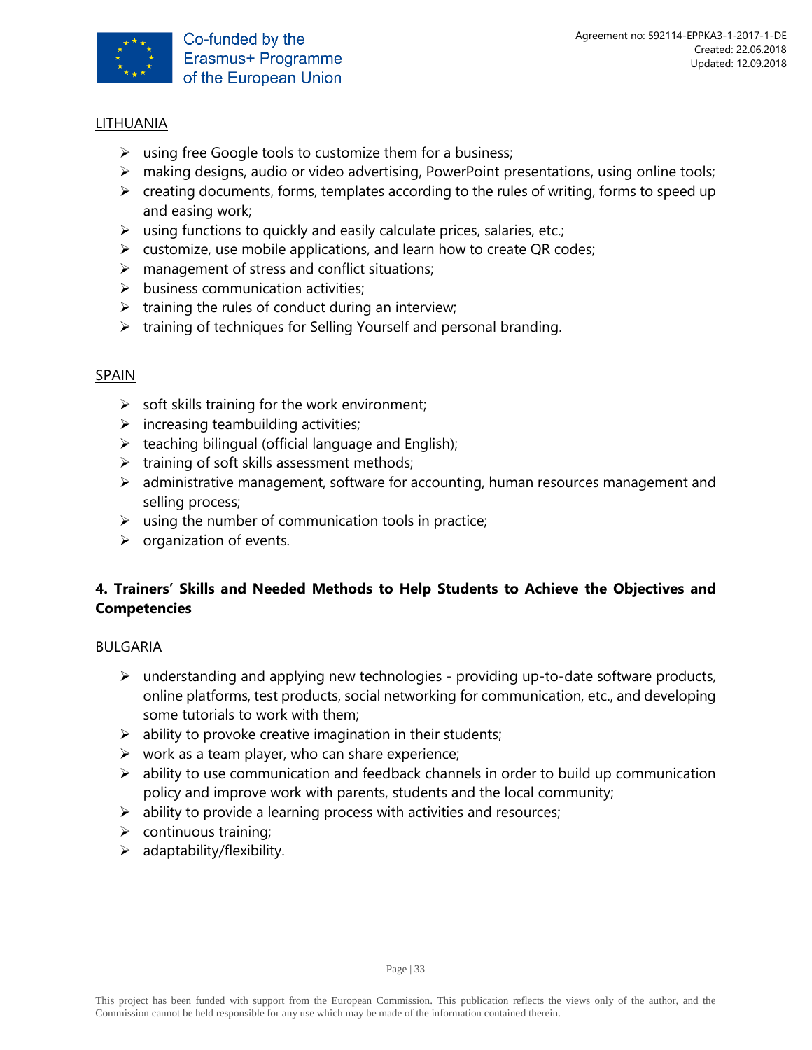LITHUANIA

- using free Google tools to customize them for a business;
- making designs, audio or video advertising, PowerPoint presentations, using online tools;
- creating documents, forms, templates according to the rules of writing, forms to speed up and easing work;
- using functions to quickly and easily calculate prices, salaries, etc.;
- customize, use mobile applications, and learn how to create QR codes;
- management of stress and conflict situations;
- business communication activities;
- training the rules of conduct during an interview;
- training of techniques for Selling Yourself and personal branding.

SPAIN

- soft skills training for the work environment;
- increasing teambuilding activities;
- teaching bilingual (official language and English);
- training of soft skills assessment methods;
- administrative management, software for accounting, human resources management and selling process;
- using the number of communication tools in practice;
- organization of events.

## 4. Trainers' Skills and Needed Methods to Help Students to Achieve the Objectives and Competencies

BULGARIA

- understanding and applying new technologies - providing up-to-date software products, online platforms, test products, social networking for communication, etc., and developing some tutorials to work with them;
- ability to provoke creative imagination in their students;
- work as a team player, who can share experience;
- ability to use communication and feedback channels in order to build up communication policy and improve work with parents, students and the local community;
- ability to provide a learning process with activities and resources;
- continuous training;
- adaptability/flexibility.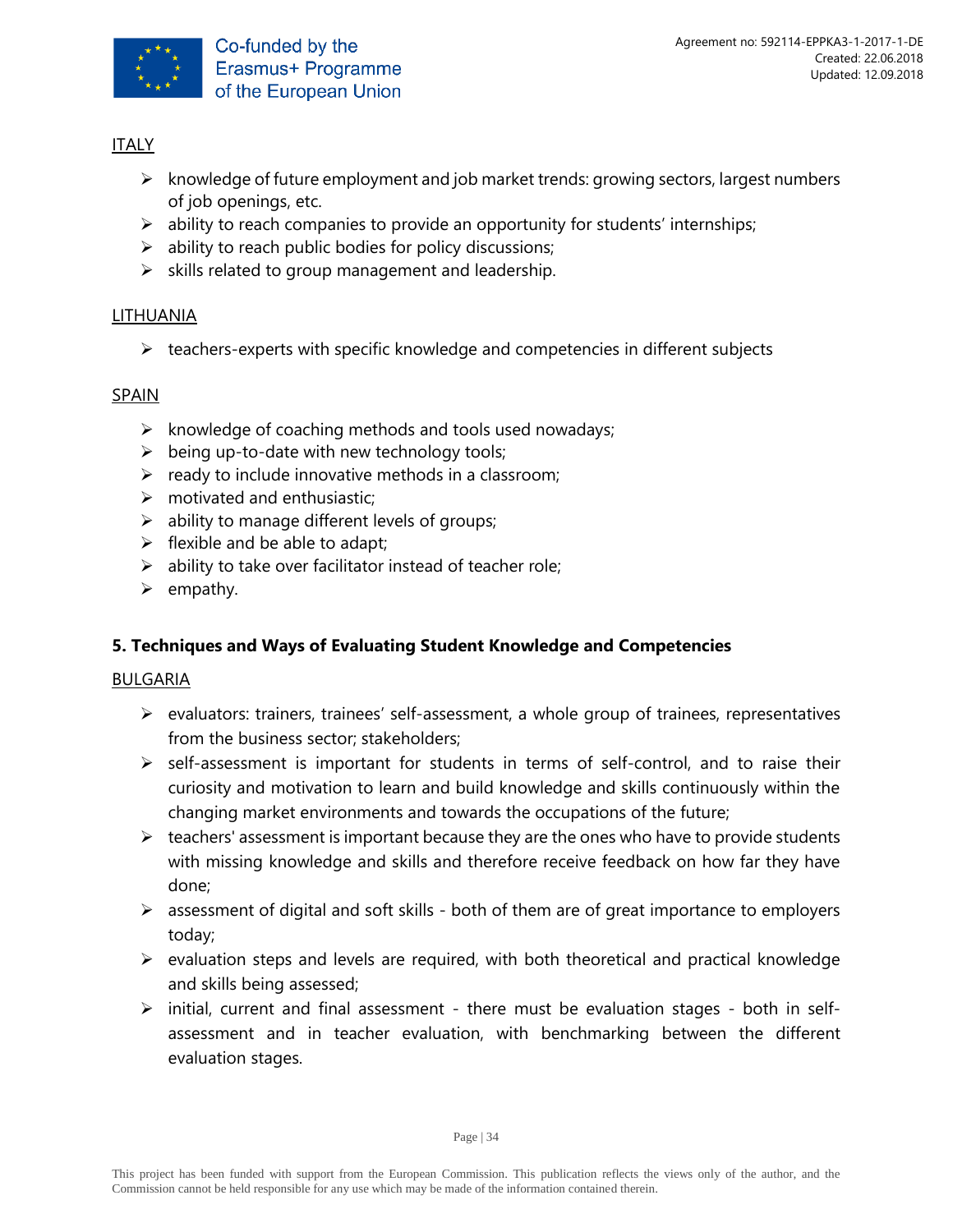ITALY

- knowledge of future employment and job market trends: growing sectors, largest numbers of job openings, etc.
- ability to reach companies to provide an opportunity for students' internships;
- ability to reach public bodies for policy discussions;
- skills related to group management and leadership.

LITHUANIA

- teachers-experts with specific knowledge and competencies in different subjects

SPAIN

- knowledge of coaching methods and tools used nowadays;
- being up-to-date with new technology tools;
- ready to include innovative methods in a classroom;
- motivated and enthusiastic;
- ability to manage different levels of groups;
- flexible and be able to adapt;
- ability to take over facilitator instead of teacher role;
- empathy.

## 5. Techniques and Ways of Evaluating Student Knowledge and Competencies

BULGARIA

- evaluators: trainers, trainees' self-assessment, a whole group of trainees, representatives from the business sector; stakeholders;
- self-assessment is important for students in terms of self-control, and to raise their curiosity and motivation to learn and build knowledge and skills continuously within the changing market environments and towards the occupations of the future;
- teachers' assessment is important because they are the ones who have to provide students with missing knowledge and skills and therefore receive feedback on how far they have done;
- assessment of digital and soft skills - both of them are of great importance to employers today;
- evaluation steps and levels are required, with both theoretical and practical knowledge and skills being assessed;
- initial, current and final assessment - there must be evaluation stages - both in self-assessment and in teacher evaluation, with benchmarking between the different evaluation stages.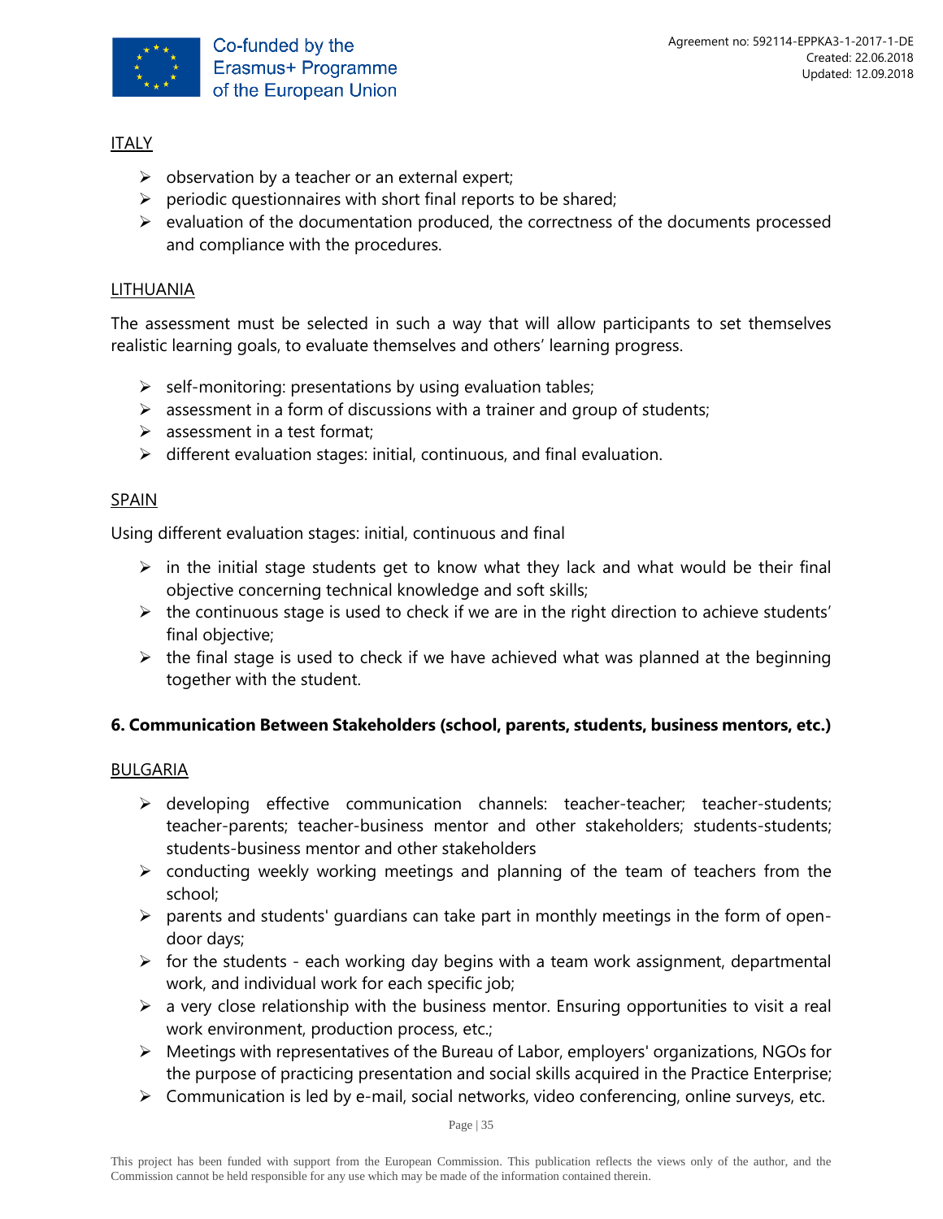ITALY

- observation by a teacher or an external expert;
- periodic questionnaires with short final reports to be shared;
- evaluation of the documentation produced, the correctness of the documents processed and compliance with the procedures.

LITHUANIA

The assessment must be selected in such a way that will allow participants to set themselves realistic learning goals, to evaluate themselves and others' learning progress.

- self-monitoring: presentations by using evaluation tables;
- assessment in a form of discussions with a trainer and group of students;
- assessment in a test format;
- different evaluation stages: initial, continuous, and final evaluation.

SPAIN

Using different evaluation stages: initial, continuous and final

- in the initial stage students get to know what they lack and what would be their final objective concerning technical knowledge and soft skills;
- the continuous stage is used to check if we are in the right direction to achieve students' final objective;
- the final stage is used to check if we have achieved what was planned at the beginning together with the student.

**6. Communication Between Stakeholders (school, parents, students, business mentors, etc.)**

BULGARIA

- developing effective communication channels: teacher-teacher; teacher-students; teacher-parents; teacher-business mentor and other stakeholders; students-students; students-business mentor and other stakeholders
- conducting weekly working meetings and planning of the team of teachers from the school;
- parents and students' guardians can take part in monthly meetings in the form of open-door days;
- for the students - each working day begins with a team work assignment, departmental work, and individual work for each specific job;
- a very close relationship with the business mentor. Ensuring opportunities to visit a real work environment, production process, etc.;
- Meetings with representatives of the Bureau of Labor, employers' organizations, NGOs for the purpose of practicing presentation and social skills acquired in the Practice Enterprise;
- Communication is led by e-mail, social networks, video conferencing, online surveys, etc.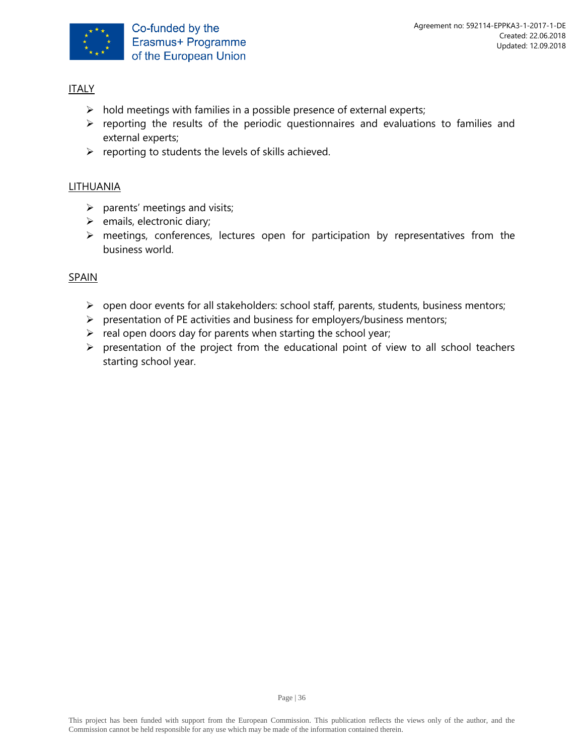ITALY

- hold meetings with families in a possible presence of external experts;
- reporting the results of the periodic questionnaires and evaluations to families and external experts;
- reporting to students the levels of skills achieved.

LITHUANIA

- parents' meetings and visits;
- emails, electronic diary;
- meetings, conferences, lectures open for participation by representatives from the business world.

SPAIN

- open door events for all stakeholders: school staff, parents, students, business mentors;
- presentation of PE activities and business for employers/business mentors;
- real open doors day for parents when starting the school year;
- presentation of the project from the educational point of view to all school teachers starting school year.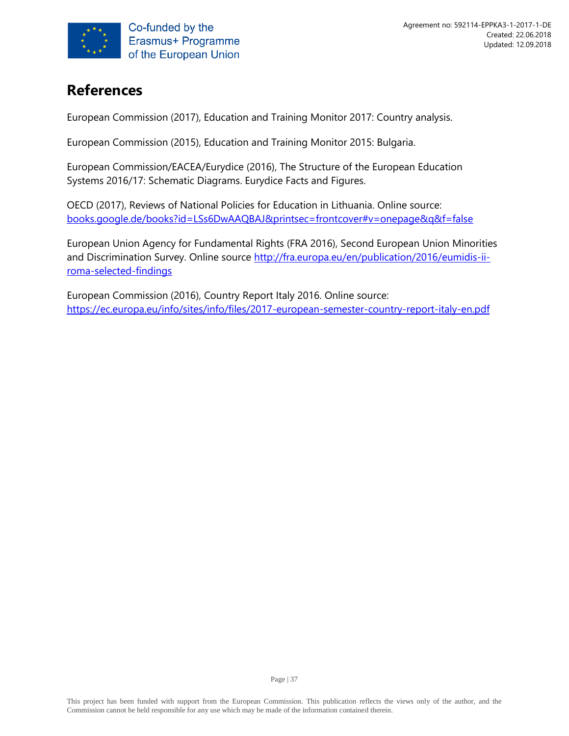# References

European Commission (2017), Education and Training Monitor 2017: Country analysis.

European Commission (2015), Education and Training Monitor 2015: Bulgaria.

European Commission/EACEA/Eurydice (2016), The Structure of the European Education Systems 2016/17: Schematic Diagrams. Eurydice Facts and Figures.

OECD (2017), Reviews of National Policies for Education in Lithuania. Online source: [books.google.de/books?id=LSs6DwAAQBAJ&printsec=frontcover#v=onepage&q&f=false](books.google.de/books?id=LSs6DwAAQBAJ&printsec=frontcover#v=onepage&q&f=false)

European Union Agency for Fundamental Rights (FRA 2016), Second European Union Minorities and Discrimination Survey. Online source [http://fra.europa.eu/en/publication/2016/eumidis-ii-roma-selected-findings](http://fra.europa.eu/en/publication/2016/eumidis-ii-roma-selected-findings)

European Commission (2016), Country Report Italy 2016. Online source: [https://ec.europa.eu/info/sites/info/files/2017-european-semester-country-report-italy-en.pdf](https://ec.europa.eu/info/sites/info/files/2017-european-semester-country-report-italy-en.pdf)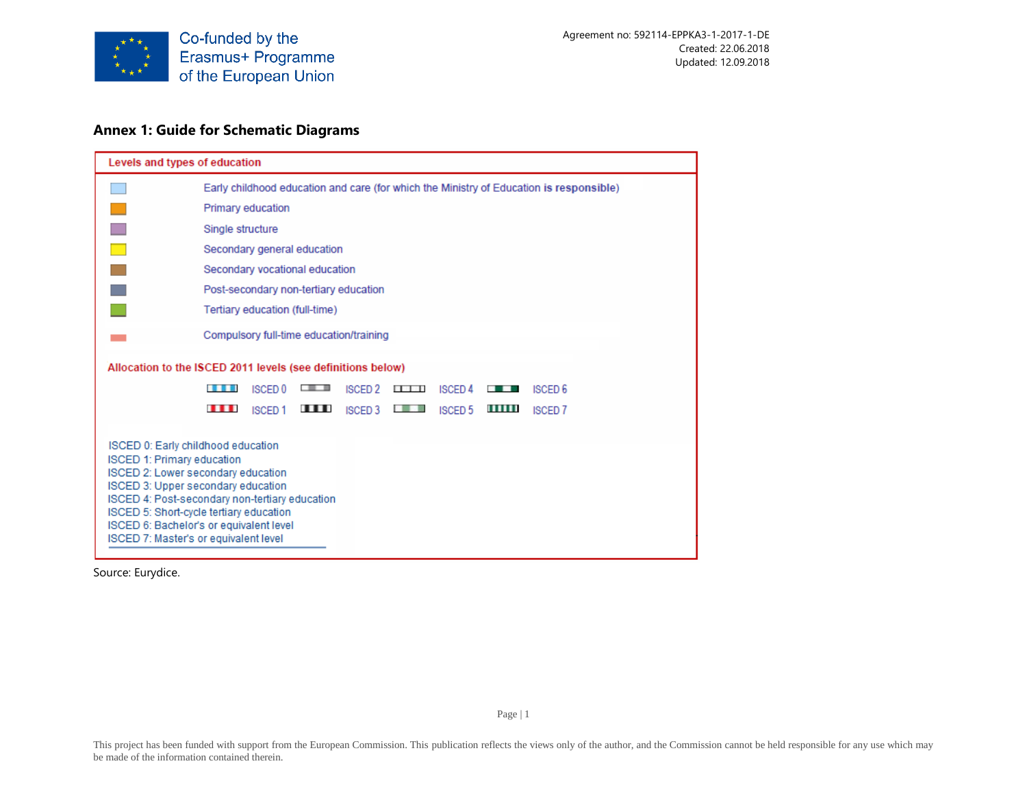## Annex 1: Guide for Schematic Diagrams

**Levels and types of education**

- Early childhood education and care (for which the Ministry of Education **is responsible**)
- Primary education
- Single structure
- Secondary general education
- Secondary vocational education
- Post-secondary non-tertiary education
- Tertiary education (full-time)
- Compulsory full-time education/training

**Allocation to the ISCED 2011 levels (see definitions below)**

| | | | |
|---|---|---|---|
| ISCED 0 | ISCED 2 | ISCED 4 | ISCED 6 |
| ISCED 1 | ISCED 3 | ISCED 5 | ISCED 7 |

ISCED 0: Early childhood education
ISCED 1: Primary education
ISCED 2: Lower secondary education
ISCED 3: Upper secondary education
ISCED 4: Post-secondary non-tertiary education
ISCED 5: Short-cycle tertiary education
ISCED 6: Bachelor's or equivalent level
ISCED 7: Master's or equivalent level

Source: Eurydice.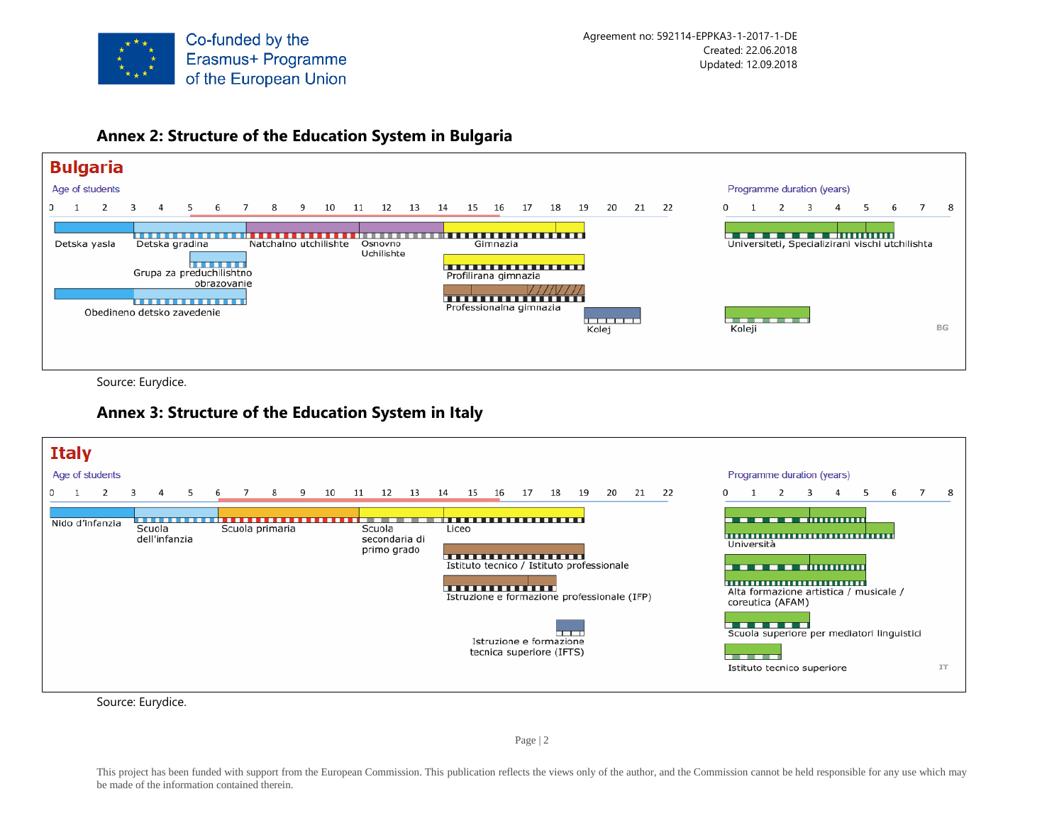Agreement no: 592114-EPPKA3-1-2017-1-DE
Created: 22.06.2018
Updated: 12.09.2018

## Annex 2: Structure of the Education System in Bulgaria

**Bulgaria**

Age of students: 0 1 2 3 4 5 6 7 8 9 10 11 12 13 14 15 16 17 18 19 20 21 22

Programme duration (years): 0 1 2 3 4 5 6 7 8

Detska yasla

Detska gradina

Natchalno utchilishte

Osnovno Uchilishte

Gimnazia

Grupa za preduchilishtno obrazovanie

Profilirana gimnazia

Obedineno detsko zavedenie

Professionalna gimnazia

Kolej

Universiteti, Specializirani vischi utchilishta

Koleji

BG

Source: Eurydice.

## Annex 3: Structure of the Education System in Italy

**Italy**

Age of students: 0 1 2 3 4 5 6 7 8 9 10 11 12 13 14 15 16 17 18 19 20 21 22

Programme duration (years): 0 1 2 3 4 5 6 7 8

Nido d'infanzia

Scuola dell'infanzia

Scuola primaria

Scuola secondaria di primo grado

Liceo

Istituto tecnico / Istituto professionale

Istruzione e formazione professionale (IFP)

Istruzione e formazione tecnica superiore (IFTS)

Università

Alta formazione artistica / musicale / coreutica (AFAM)

Scuola superiore per mediatori linguistici

Istituto tecnico superiore

IT

Source: Eurydice.

This project has been funded with support from the European Commission. This publication reflects the views only of the author, and the Commission cannot be held responsible for any use which may be made of the information contained therein.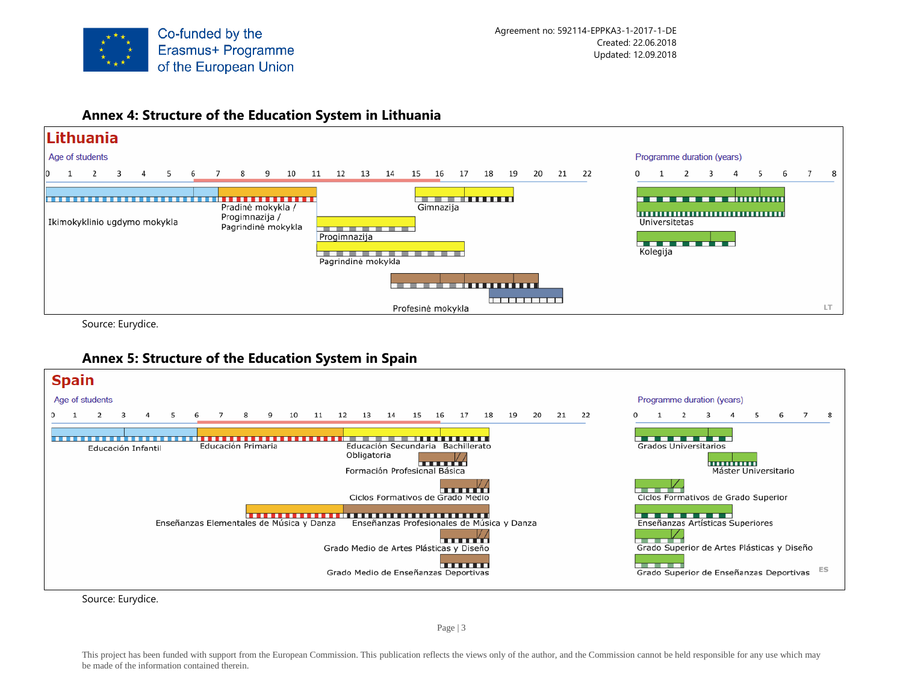## Annex 4: Structure of the Education System in Lithuania

Lithuania

Age of students

0 1 2 3 4 5 6 7 8 9 10 11 12 13 14 15 16 17 18 19 20 21 22

Programme duration (years)

0 1 2 3 4 5 6 7 8

Ikimokyklinio ugdymo mokykla

Pradinė mokykla / Progimnazija / Pagrindinė mokykla

Gimnazija

Progimnazija

Pagrindinė mokykla

Profesinė mokykla

Universitetas

Kolegija

LT

Source: Eurydice.

## Annex 5: Structure of the Education System in Spain

Spain

Age of students

0 1 2 3 4 5 6 7 8 9 10 11 12 13 14 15 16 17 18 19 20 21 22

Programme duration (years)

0 1 2 3 4 5 6 7 8

Educación Infantil

Educación Primaria

Educación Secundaria Obligatoria

Bachillerato

Formación Profesional Básica

Ciclos Formativos de Grado Medio

Enseñanzas Elementales de Música y Danza

Enseñanzas Profesionales de Música y Danza

Grado Medio de Artes Plásticas y Diseño

Grado Medio de Enseñanzas Deportivas

Grados Universitarios

Máster Universitario

Ciclos Formativos de Grado Superior

Enseñanzas Artísticas Superiores

Grado Superior de Artes Plásticas y Diseño

Grado Superior de Enseñanzas Deportivas

ES

Source: Eurydice.